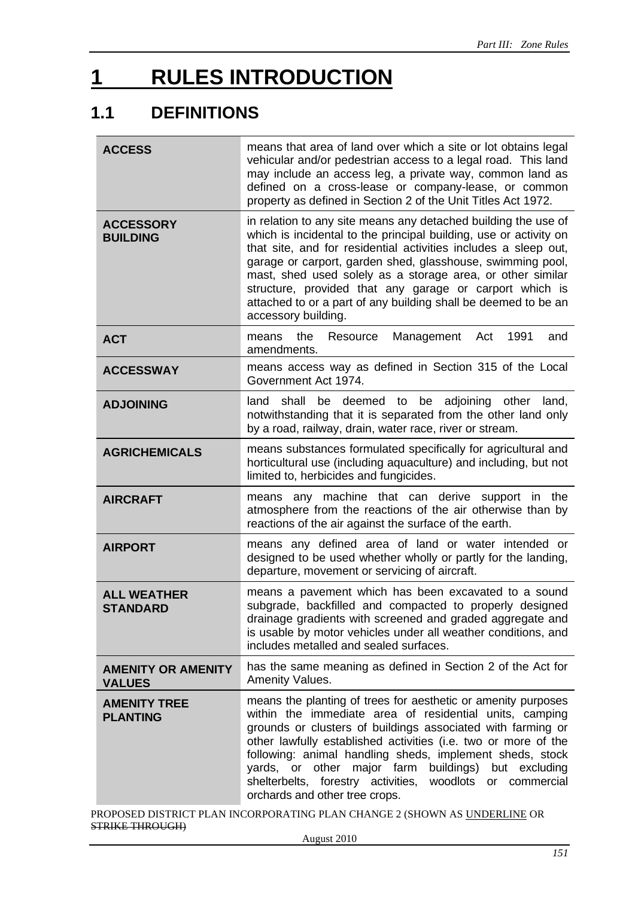# 1 RULES INTRODUCTION

## 1.1 DEFINITIONS

| | |
|---|---|
| **ACCESS** | means that area of land over which a site or lot obtains legal vehicular and/or pedestrian access to a legal road. This land may include an access leg, a private way, common land as defined on a cross-lease or company-lease, or common property as defined in Section 2 of the Unit Titles Act 1972. |
| **ACCESSORY BUILDING** | in relation to any site means any detached building the use of which is incidental to the principal building, use or activity on that site, and for residential activities includes a sleep out, garage or carport, garden shed, glasshouse, swimming pool, mast, shed used solely as a storage area, or other similar structure, provided that any garage or carport which is attached to or a part of any building shall be deemed to be an accessory building. |
| **ACT** | means the Resource Management Act 1991 and amendments. |
| **ACCESSWAY** | means access way as defined in Section 315 of the Local Government Act 1974. |
| **ADJOINING** | land shall be deemed to be adjoining other land, notwithstanding that it is separated from the other land only by a road, railway, drain, water race, river or stream. |
| **AGRICHEMICALS** | means substances formulated specifically for agricultural and horticultural use (including aquaculture) and including, but not limited to, herbicides and fungicides. |
| **AIRCRAFT** | means any machine that can derive support in the atmosphere from the reactions of the air otherwise than by reactions of the air against the surface of the earth. |
| **AIRPORT** | means any defined area of land or water intended or designed to be used whether wholly or partly for the landing, departure, movement or servicing of aircraft. |
| **ALL WEATHER STANDARD** | means a pavement which has been excavated to a sound subgrade, backfilled and compacted to properly designed drainage gradients with screened and graded aggregate and is usable by motor vehicles under all weather conditions, and includes metalled and sealed surfaces. |
| **AMENITY OR AMENITY VALUES** | has the same meaning as defined in Section 2 of the Act for Amenity Values. |
| **AMENITY TREE PLANTING** | means the planting of trees for aesthetic or amenity purposes within the immediate area of residential units, camping grounds or clusters of buildings associated with farming or other lawfully established activities (i.e. two or more of the following: animal handling sheds, implement sheds, stock yards, or other major farm buildings) but excluding shelterbelts, forestry activities, woodlots or commercial orchards and other tree crops. |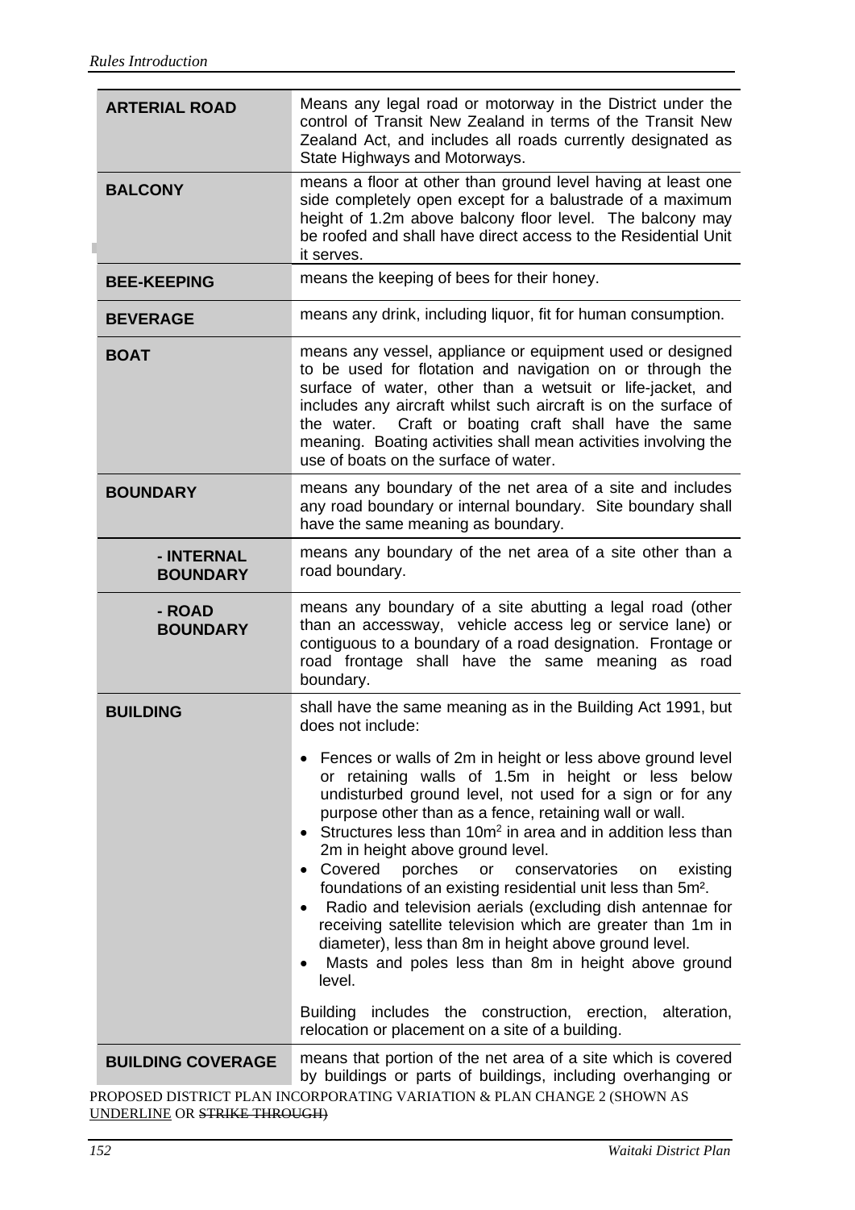| | |
|---|---|
| **ARTERIAL ROAD** | Means any legal road or motorway in the District under the control of Transit New Zealand in terms of the Transit New Zealand Act, and includes all roads currently designated as State Highways and Motorways. |
| **BALCONY** | means a floor at other than ground level having at least one side completely open except for a balustrade of a maximum height of 1.2m above balcony floor level. The balcony may be roofed and shall have direct access to the Residential Unit it serves. |
| **BEE-KEEPING** | means the keeping of bees for their honey. |
| **BEVERAGE** | means any drink, including liquor, fit for human consumption. |
| **BOAT** | means any vessel, appliance or equipment used or designed to be used for flotation and navigation on or through the surface of water, other than a wetsuit or life-jacket, and includes any aircraft whilst such aircraft is on the surface of the water. Craft or boating craft shall have the same meaning. Boating activities shall mean activities involving the use of boats on the surface of water. |
| **BOUNDARY** | means any boundary of the net area of a site and includes any road boundary or internal boundary. Site boundary shall have the same meaning as boundary. |
| **- INTERNAL BOUNDARY** | means any boundary of the net area of a site other than a road boundary. |
| **- ROAD BOUNDARY** | means any boundary of a site abutting a legal road (other than an accessway, vehicle access leg or service lane) or contiguous to a boundary of a road designation. Frontage or road frontage shall have the same meaning as road boundary. |
| **BUILDING** | shall have the same meaning as in the Building Act 1991, but does not include:<br><br>• Fences or walls of 2m in height or less above ground level or retaining walls of 1.5m in height or less below undisturbed ground level, not used for a sign or for any purpose other than as a fence, retaining wall or wall.<br>• Structures less than 10m² in area and in addition less than 2m in height above ground level.<br>• Covered porches or conservatories on existing foundations of an existing residential unit less than 5m².<br>• Radio and television aerials (excluding dish antennae for receiving satellite television which are greater than 1m in diameter), less than 8m in height above ground level.<br>• Masts and poles less than 8m in height above ground level.<br><br>Building includes the construction, erection, alteration, relocation or placement on a site of a building. |
| **BUILDING COVERAGE** | means that portion of the net area of a site which is covered by buildings or parts of buildings, including overhanging or |

PROPOSED DISTRICT PLAN INCORPORATING VARIATION & PLAN CHANGE 2 (SHOWN AS <u>UNDERLINE</u> OR ~~STRIKE THROUGH~~)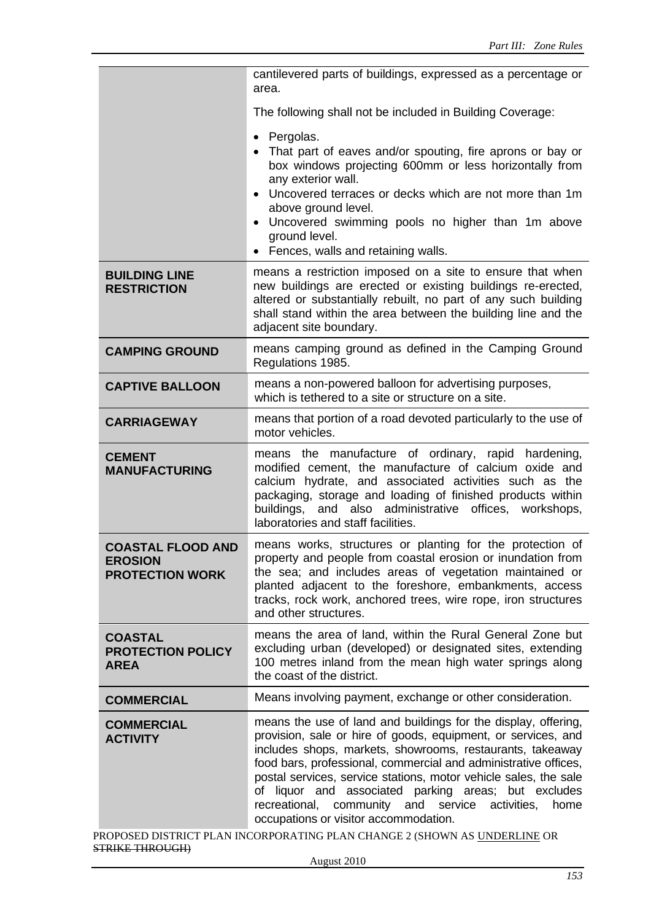| | |
|---|---|
| | cantilevered parts of buildings, expressed as a percentage or area.<br><br>The following shall not be included in Building Coverage:<br><br>• Pergolas.<br>• That part of eaves and/or spouting, fire aprons or bay or box windows projecting 600mm or less horizontally from any exterior wall.<br>• Uncovered terraces or decks which are not more than 1m above ground level.<br>• Uncovered swimming pools no higher than 1m above ground level.<br>• Fences, walls and retaining walls. |
| **BUILDING LINE RESTRICTION** | means a restriction imposed on a site to ensure that when new buildings are erected or existing buildings re-erected, altered or substantially rebuilt, no part of any such building shall stand within the area between the building line and the adjacent site boundary. |
| **CAMPING GROUND** | means camping ground as defined in the Camping Ground Regulations 1985. |
| **CAPTIVE BALLOON** | means a non-powered balloon for advertising purposes, which is tethered to a site or structure on a site. |
| **CARRIAGEWAY** | means that portion of a road devoted particularly to the use of motor vehicles. |
| **CEMENT MANUFACTURING** | means the manufacture of ordinary, rapid hardening, modified cement, the manufacture of calcium oxide and calcium hydrate, and associated activities such as the packaging, storage and loading of finished products within buildings, and also administrative offices, workshops, laboratories and staff facilities. |
| **COASTAL FLOOD AND EROSION PROTECTION WORK** | means works, structures or planting for the protection of property and people from coastal erosion or inundation from the sea; and includes areas of vegetation maintained or planted adjacent to the foreshore, embankments, access tracks, rock work, anchored trees, wire rope, iron structures and other structures. |
| **COASTAL PROTECTION POLICY AREA** | means the area of land, within the Rural General Zone but excluding urban (developed) or designated sites, extending 100 metres inland from the mean high water springs along the coast of the district. |
| **COMMERCIAL** | Means involving payment, exchange or other consideration. |
| **COMMERCIAL ACTIVITY** | means the use of land and buildings for the display, offering, provision, sale or hire of goods, equipment, or services, and includes shops, markets, showrooms, restaurants, takeaway food bars, professional, commercial and administrative offices, postal services, service stations, motor vehicle sales, the sale of liquor and associated parking areas; but excludes recreational, community and service activities, home occupations or visitor accommodation. |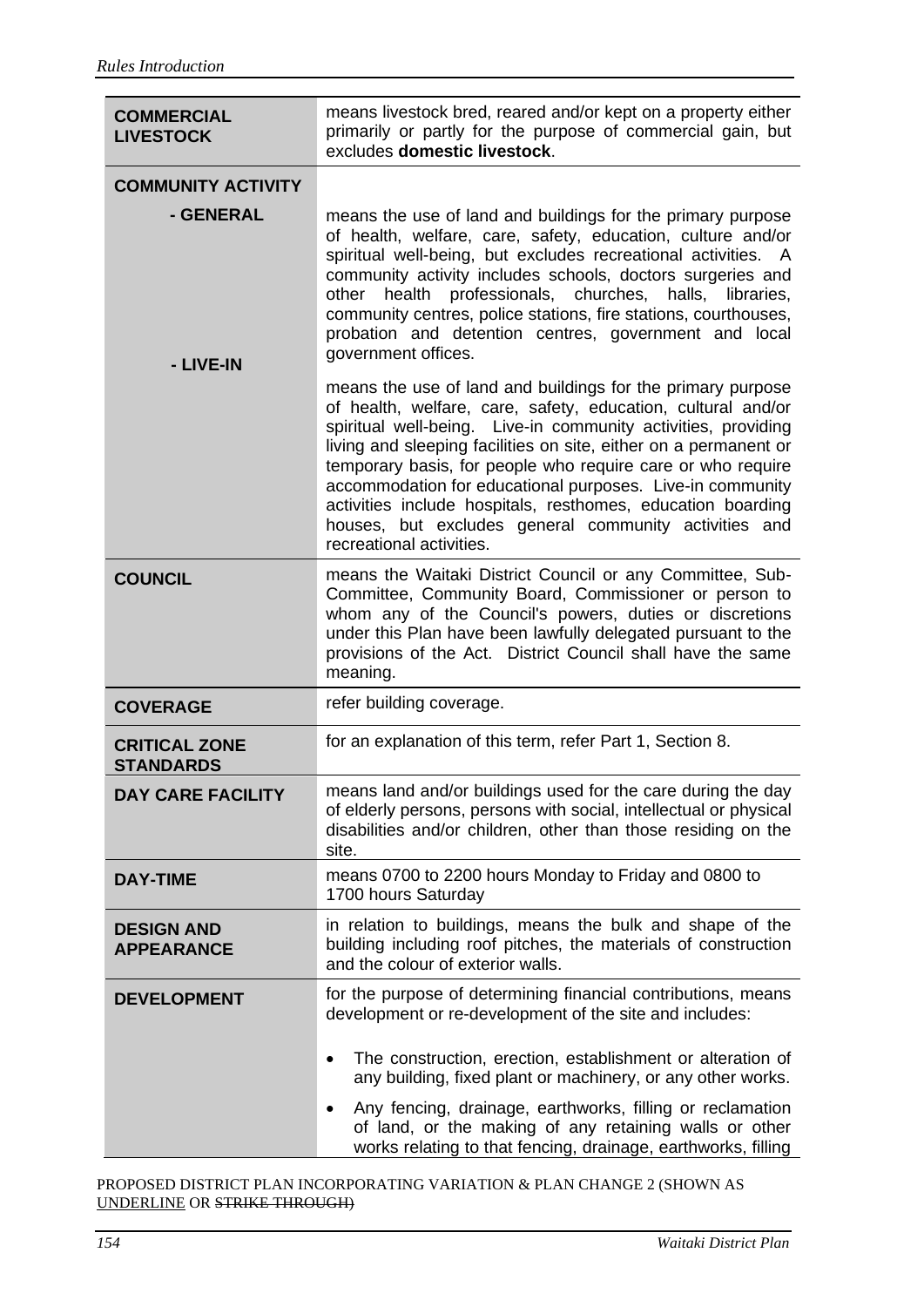| | |
|---|---|
| **COMMERCIAL LIVESTOCK** | means livestock bred, reared and/or kept on a property either primarily or partly for the purpose of commercial gain, but excludes **domestic livestock**. |
| **COMMUNITY ACTIVITY** | |
| **- GENERAL** | means the use of land and buildings for the primary purpose of health, welfare, care, safety, education, culture and/or spiritual well-being, but excludes recreational activities. A community activity includes schools, doctors surgeries and other health professionals, churches, halls, libraries, community centres, police stations, fire stations, courthouses, probation and detention centres, government and local government offices. |
| **- LIVE-IN** | means the use of land and buildings for the primary purpose of health, welfare, care, safety, education, cultural and/or spiritual well-being. Live-in community activities, providing living and sleeping facilities on site, either on a permanent or temporary basis, for people who require care or who require accommodation for educational purposes. Live-in community activities include hospitals, resthomes, education boarding houses, but excludes general community activities and recreational activities. |
| **COUNCIL** | means the Waitaki District Council or any Committee, Sub-Committee, Community Board, Commissioner or person to whom any of the Council's powers, duties or discretions under this Plan have been lawfully delegated pursuant to the provisions of the Act. District Council shall have the same meaning. |
| **COVERAGE** | refer building coverage. |
| **CRITICAL ZONE STANDARDS** | for an explanation of this term, refer Part 1, Section 8. |
| **DAY CARE FACILITY** | means land and/or buildings used for the care during the day of elderly persons, persons with social, intellectual or physical disabilities and/or children, other than those residing on the site. |
| **DAY-TIME** | means 0700 to 2200 hours Monday to Friday and 0800 to 1700 hours Saturday |
| **DESIGN AND APPEARANCE** | in relation to buildings, means the bulk and shape of the building including roof pitches, the materials of construction and the colour of exterior walls. |
| **DEVELOPMENT** | for the purpose of determining financial contributions, means development or re-development of the site and includes:<br><br>• The construction, erection, establishment or alteration of any building, fixed plant or machinery, or any other works.<br><br>• Any fencing, drainage, earthworks, filling or reclamation of land, or the making of any retaining walls or other works relating to that fencing, drainage, earthworks, filling |

PROPOSED DISTRICT PLAN INCORPORATING VARIATION & PLAN CHANGE 2 (SHOWN AS UNDERLINE OR ~~STRIKE THROUGH)~~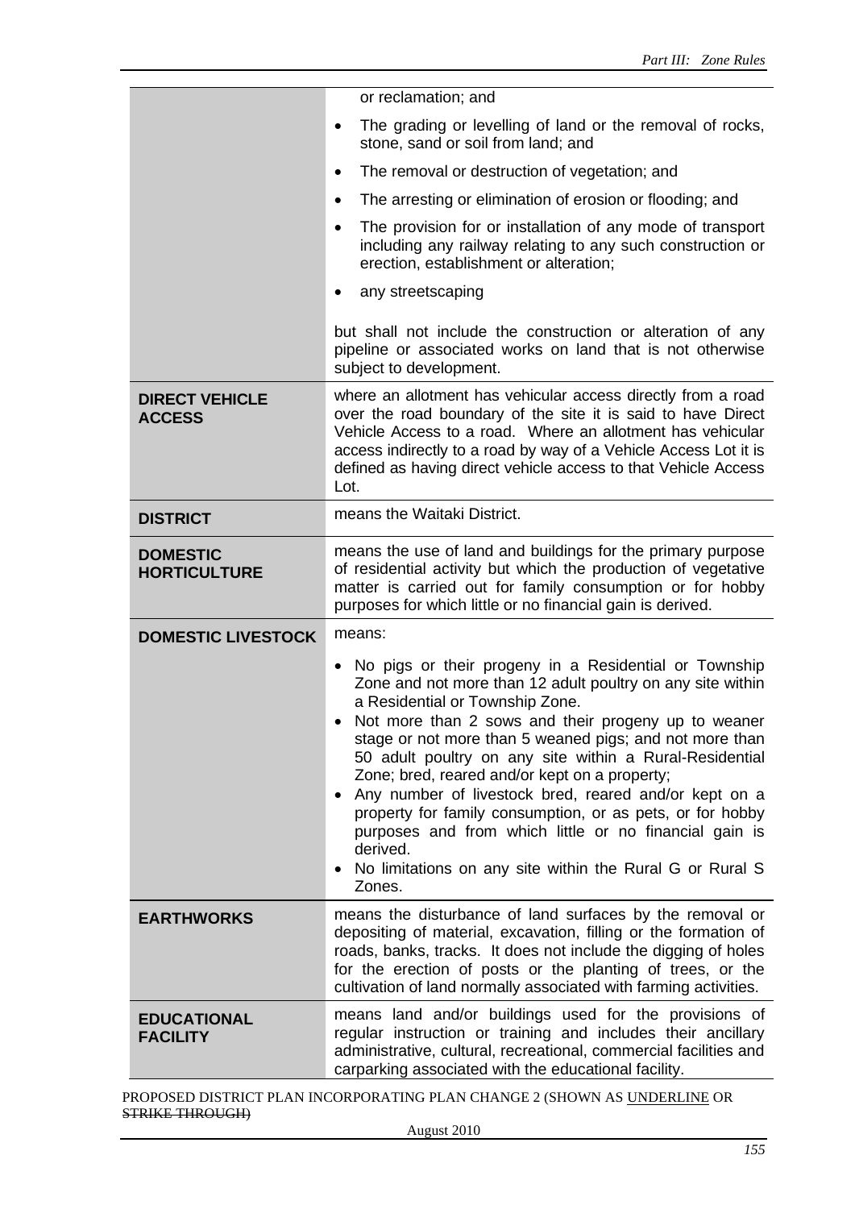| | |
|---|---|
| | or reclamation; and<br>• The grading or levelling of land or the removal of rocks, stone, sand or soil from land; and<br>• The removal or destruction of vegetation; and<br>• The arresting or elimination of erosion or flooding; and<br>• The provision for or installation of any mode of transport including any railway relating to any such construction or erection, establishment or alteration;<br>• any streetscaping<br><br>but shall not include the construction or alteration of any pipeline or associated works on land that is not otherwise subject to development. |
| **DIRECT VEHICLE ACCESS** | where an allotment has vehicular access directly from a road over the road boundary of the site it is said to have Direct Vehicle Access to a road. Where an allotment has vehicular access indirectly to a road by way of a Vehicle Access Lot it is defined as having direct vehicle access to that Vehicle Access Lot. |
| **DISTRICT** | means the Waitaki District. |
| **DOMESTIC HORTICULTURE** | means the use of land and buildings for the primary purpose of residential activity but which the production of vegetative matter is carried out for family consumption or for hobby purposes for which little or no financial gain is derived. |
| **DOMESTIC LIVESTOCK** | means:<br>• No pigs or their progeny in a Residential or Township Zone and not more than 12 adult poultry on any site within a Residential or Township Zone.<br>• Not more than 2 sows and their progeny up to weaner stage or not more than 5 weaned pigs; and not more than 50 adult poultry on any site within a Rural-Residential Zone; bred, reared and/or kept on a property;<br>• Any number of livestock bred, reared and/or kept on a property for family consumption, or as pets, or for hobby purposes and from which little or no financial gain is derived.<br>• No limitations on any site within the Rural G or Rural S Zones. |
| **EARTHWORKS** | means the disturbance of land surfaces by the removal or depositing of material, excavation, filling or the formation of roads, banks, tracks. It does not include the digging of holes for the erection of posts or the planting of trees, or the cultivation of land normally associated with farming activities. |
| **EDUCATIONAL FACILITY** | means land and/or buildings used for the provisions of regular instruction or training and includes their ancillary administrative, cultural, recreational, commercial facilities and carparking associated with the educational facility. |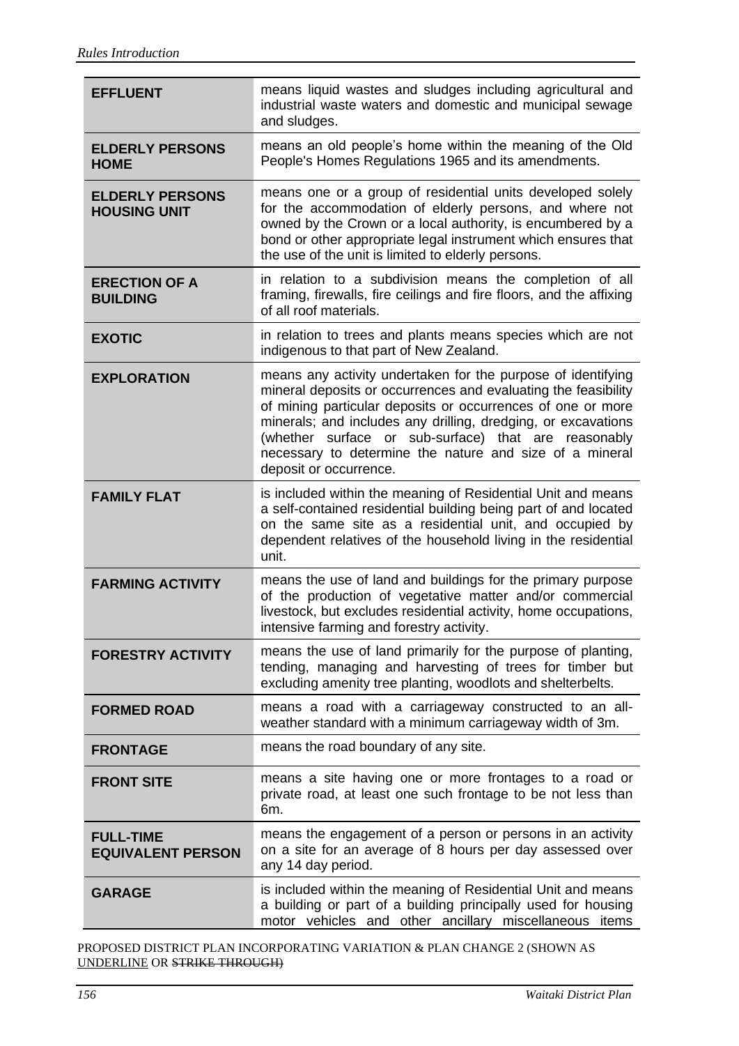| | |
|---|---|
| **EFFLUENT** | means liquid wastes and sludges including agricultural and industrial waste waters and domestic and municipal sewage and sludges. |
| **ELDERLY PERSONS HOME** | means an old people's home within the meaning of the Old People's Homes Regulations 1965 and its amendments. |
| **ELDERLY PERSONS HOUSING UNIT** | means one or a group of residential units developed solely for the accommodation of elderly persons, and where not owned by the Crown or a local authority, is encumbered by a bond or other appropriate legal instrument which ensures that the use of the unit is limited to elderly persons. |
| **ERECTION OF A BUILDING** | in relation to a subdivision means the completion of all framing, firewalls, fire ceilings and fire floors, and the affixing of all roof materials. |
| **EXOTIC** | in relation to trees and plants means species which are not indigenous to that part of New Zealand. |
| **EXPLORATION** | means any activity undertaken for the purpose of identifying mineral deposits or occurrences and evaluating the feasibility of mining particular deposits or occurrences of one or more minerals; and includes any drilling, dredging, or excavations (whether surface or sub-surface) that are reasonably necessary to determine the nature and size of a mineral deposit or occurrence. |
| **FAMILY FLAT** | is included within the meaning of Residential Unit and means a self-contained residential building being part of and located on the same site as a residential unit, and occupied by dependent relatives of the household living in the residential unit. |
| **FARMING ACTIVITY** | means the use of land and buildings for the primary purpose of the production of vegetative matter and/or commercial livestock, but excludes residential activity, home occupations, intensive farming and forestry activity. |
| **FORESTRY ACTIVITY** | means the use of land primarily for the purpose of planting, tending, managing and harvesting of trees for timber but excluding amenity tree planting, woodlots and shelterbelts. |
| **FORMED ROAD** | means a road with a carriageway constructed to an all-weather standard with a minimum carriageway width of 3m. |
| **FRONTAGE** | means the road boundary of any site. |
| **FRONT SITE** | means a site having one or more frontages to a road or private road, at least one such frontage to be not less than 6m. |
| **FULL-TIME EQUIVALENT PERSON** | means the engagement of a person or persons in an activity on a site for an average of 8 hours per day assessed over any 14 day period. |
| **GARAGE** | is included within the meaning of Residential Unit and means a building or part of a building principally used for housing motor vehicles and other ancillary miscellaneous items |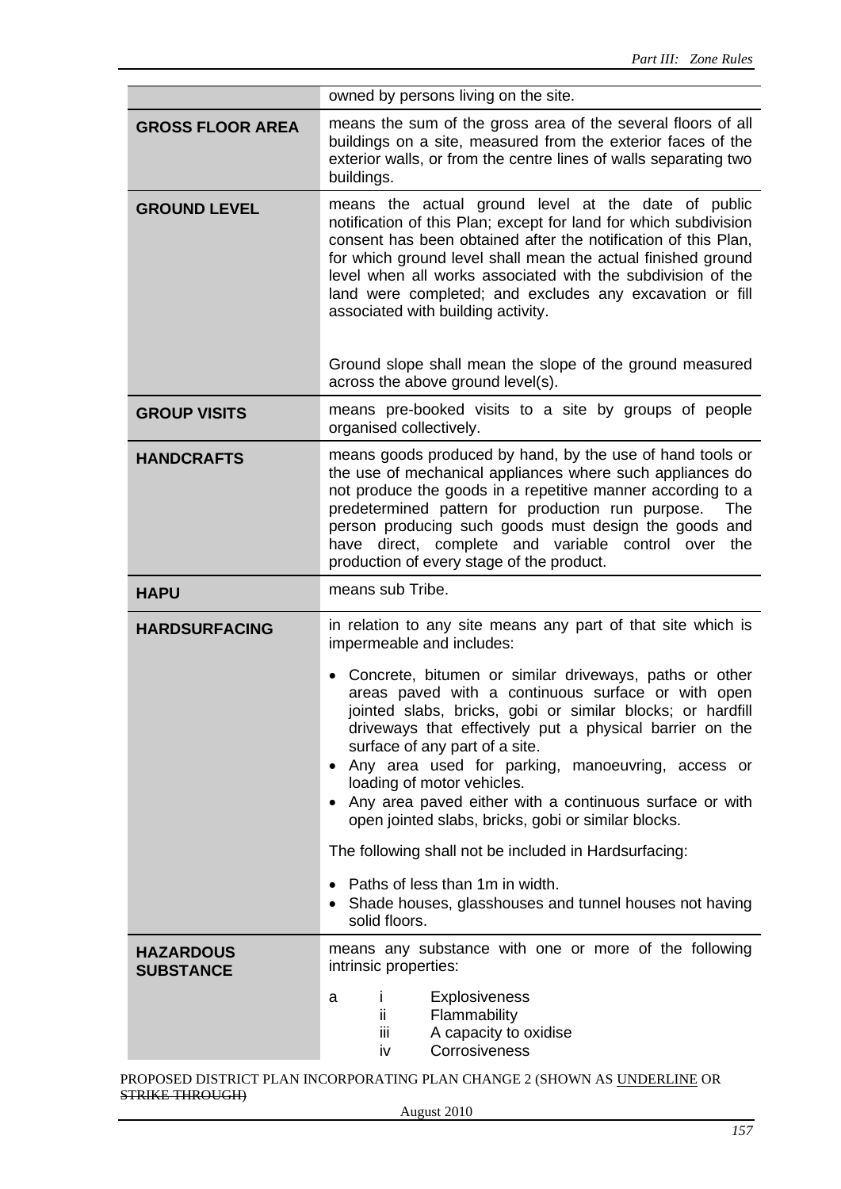| | |
|---|---|
| | owned by persons living on the site. |
| **GROSS FLOOR AREA** | means the sum of the gross area of the several floors of all buildings on a site, measured from the exterior faces of the exterior walls, or from the centre lines of walls separating two buildings. |
| **GROUND LEVEL** | means the actual ground level at the date of public notification of this Plan; except for land for which subdivision consent has been obtained after the notification of this Plan, for which ground level shall mean the actual finished ground level when all works associated with the subdivision of the land were completed; and excludes any excavation or fill associated with building activity.<br><br>Ground slope shall mean the slope of the ground measured across the above ground level(s). |
| **GROUP VISITS** | means pre-booked visits to a site by groups of people organised collectively. |
| **HANDCRAFTS** | means goods produced by hand, by the use of hand tools or the use of mechanical appliances where such appliances do not produce the goods in a repetitive manner according to a predetermined pattern for production run purpose. The person producing such goods must design the goods and have direct, complete and variable control over the production of every stage of the product. |
| **HAPU** | means sub Tribe. |
| **HARDSURFACING** | in relation to any site means any part of that site which is impermeable and includes:<br><br>• Concrete, bitumen or similar driveways, paths or other areas paved with a continuous surface or with open jointed slabs, bricks, gobi or similar blocks; or hardfill driveways that effectively put a physical barrier on the surface of any part of a site.<br>• Any area used for parking, manoeuvring, access or loading of motor vehicles.<br>• Any area paved either with a continuous surface or with open jointed slabs, bricks, gobi or similar blocks.<br><br>The following shall not be included in Hardsurfacing:<br><br>• Paths of less than 1m in width.<br>• Shade houses, glasshouses and tunnel houses not having solid floors. |
| **HAZARDOUS SUBSTANCE** | means any substance with one or more of the following intrinsic properties:<br><br>a &nbsp;&nbsp; i &nbsp;&nbsp; Explosiveness<br>&nbsp;&nbsp;&nbsp;&nbsp;&nbsp; ii &nbsp;&nbsp; Flammability<br>&nbsp;&nbsp;&nbsp;&nbsp;&nbsp; iii &nbsp;&nbsp; A capacity to oxidise<br>&nbsp;&nbsp;&nbsp;&nbsp;&nbsp; iv &nbsp;&nbsp; Corrosiveness |

PROPOSED DISTRICT PLAN INCORPORATING PLAN CHANGE 2 (SHOWN AS UNDERLINE OR ~~STRIKE THROUGH~~)

August 2010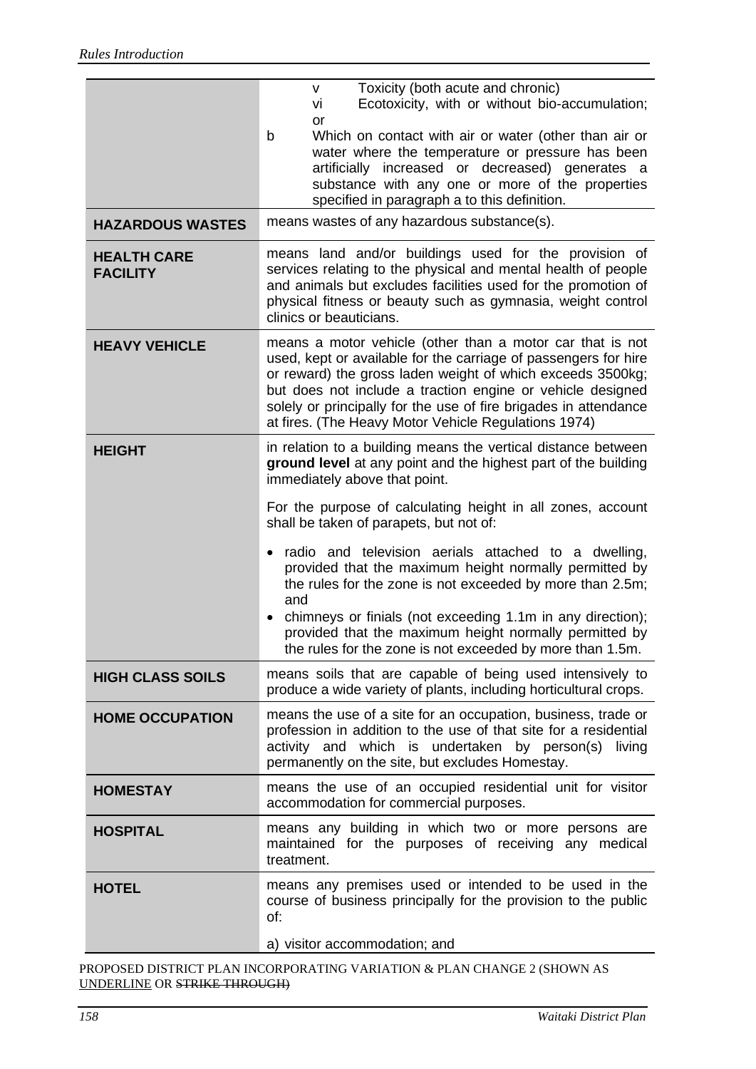| | |
|---|---|
| | v Toxicity (both acute and chronic)<br>vi Ecotoxicity, with or without bio-accumulation; or<br>b Which on contact with air or water (other than air or water where the temperature or pressure has been artificially increased or decreased) generates a substance with any one or more of the properties specified in paragraph a to this definition. |
| **HAZARDOUS WASTES** | means wastes of any hazardous substance(s). |
| **HEALTH CARE FACILITY** | means land and/or buildings used for the provision of services relating to the physical and mental health of people and animals but excludes facilities used for the promotion of physical fitness or beauty such as gymnasia, weight control clinics or beauticians. |
| **HEAVY VEHICLE** | means a motor vehicle (other than a motor car that is not used, kept or available for the carriage of passengers for hire or reward) the gross laden weight of which exceeds 3500kg; but does not include a traction engine or vehicle designed solely or principally for the use of fire brigades in attendance at fires. (The Heavy Motor Vehicle Regulations 1974) |
| **HEIGHT** | in relation to a building means the vertical distance between **ground level** at any point and the highest part of the building immediately above that point.<br><br>For the purpose of calculating height in all zones, account shall be taken of parapets, but not of:<br><br>• radio and television aerials attached to a dwelling, provided that the maximum height normally permitted by the rules for the zone is not exceeded by more than 2.5m; and<br>• chimneys or finials (not exceeding 1.1m in any direction); provided that the maximum height normally permitted by the rules for the zone is not exceeded by more than 1.5m. |
| **HIGH CLASS SOILS** | means soils that are capable of being used intensively to produce a wide variety of plants, including horticultural crops. |
| **HOME OCCUPATION** | means the use of a site for an occupation, business, trade or profession in addition to the use of that site for a residential activity and which is undertaken by person(s) living permanently on the site, but excludes Homestay. |
| **HOMESTAY** | means the use of an occupied residential unit for visitor accommodation for commercial purposes. |
| **HOSPITAL** | means any building in which two or more persons are maintained for the purposes of receiving any medical treatment. |
| **HOTEL** | means any premises used or intended to be used in the course of business principally for the provision to the public of:<br><br>a) visitor accommodation; and |

PROPOSED DISTRICT PLAN INCORPORATING VARIATION & PLAN CHANGE 2 (SHOWN AS <u>UNDERLINE</u> OR ~~STRIKE THROUGH)~~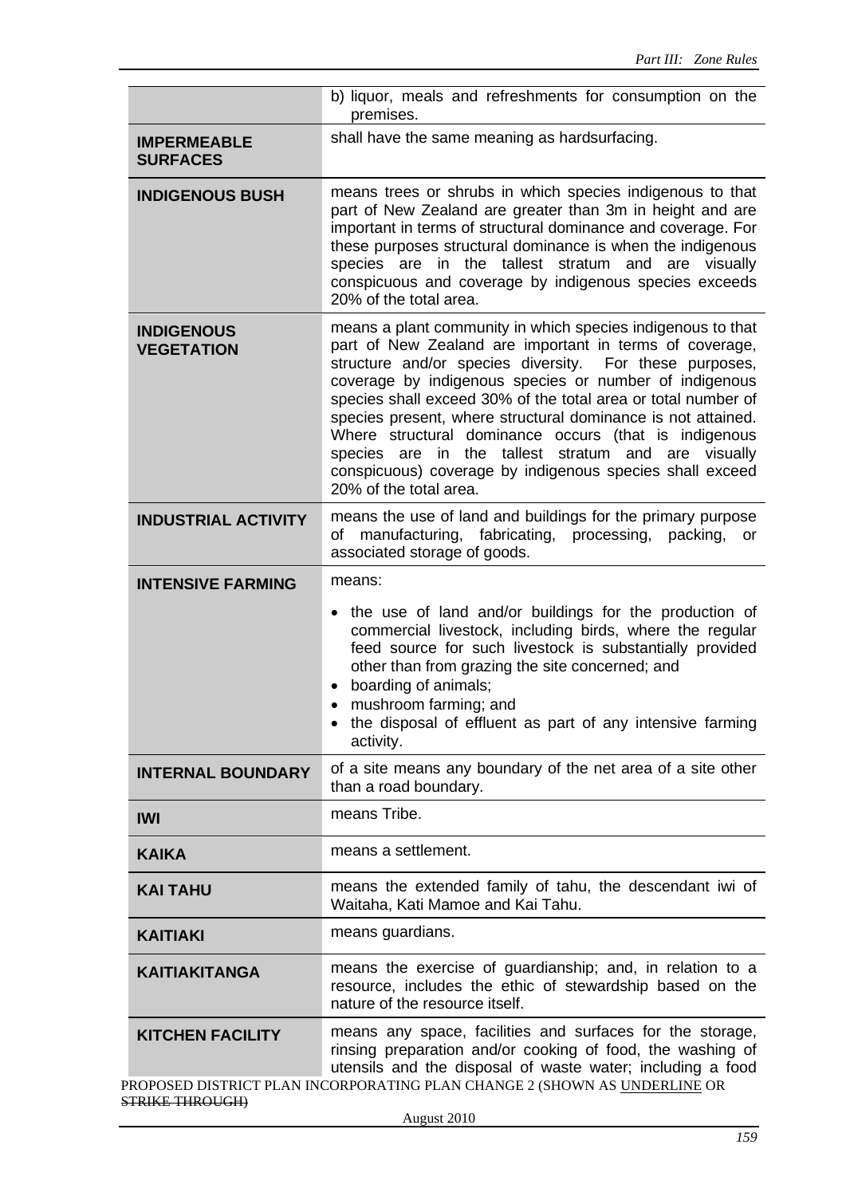| | |
|---|---|
| | b) liquor, meals and refreshments for consumption on the premises. |
| **IMPERMEABLE SURFACES** | shall have the same meaning as hardsurfacing. |
| **INDIGENOUS BUSH** | means trees or shrubs in which species indigenous to that part of New Zealand are greater than 3m in height and are important in terms of structural dominance and coverage. For these purposes structural dominance is when the indigenous species are in the tallest stratum and are visually conspicuous and coverage by indigenous species exceeds 20% of the total area. |
| **INDIGENOUS VEGETATION** | means a plant community in which species indigenous to that part of New Zealand are important in terms of coverage, structure and/or species diversity. For these purposes, coverage by indigenous species or number of indigenous species shall exceed 30% of the total area or total number of species present, where structural dominance is not attained. Where structural dominance occurs (that is indigenous species are in the tallest stratum and are visually conspicuous) coverage by indigenous species shall exceed 20% of the total area. |
| **INDUSTRIAL ACTIVITY** | means the use of land and buildings for the primary purpose of manufacturing, fabricating, processing, packing, or associated storage of goods. |
| **INTENSIVE FARMING** | means:<br>• the use of land and/or buildings for the production of commercial livestock, including birds, where the regular feed source for such livestock is substantially provided other than from grazing the site concerned; and<br>• boarding of animals;<br>• mushroom farming; and<br>• the disposal of effluent as part of any intensive farming activity. |
| **INTERNAL BOUNDARY** | of a site means any boundary of the net area of a site other than a road boundary. |
| **IWI** | means Tribe. |
| **KAIKA** | means a settlement. |
| **KAI TAHU** | means the extended family of tahu, the descendant iwi of Waitaha, Kati Mamoe and Kai Tahu. |
| **KAITIAKI** | means guardians. |
| **KAITIAKITANGA** | means the exercise of guardianship; and, in relation to a resource, includes the ethic of stewardship based on the nature of the resource itself. |
| **KITCHEN FACILITY** | means any space, facilities and surfaces for the storage, rinsing preparation and/or cooking of food, the washing of utensils and the disposal of waste water; including a food |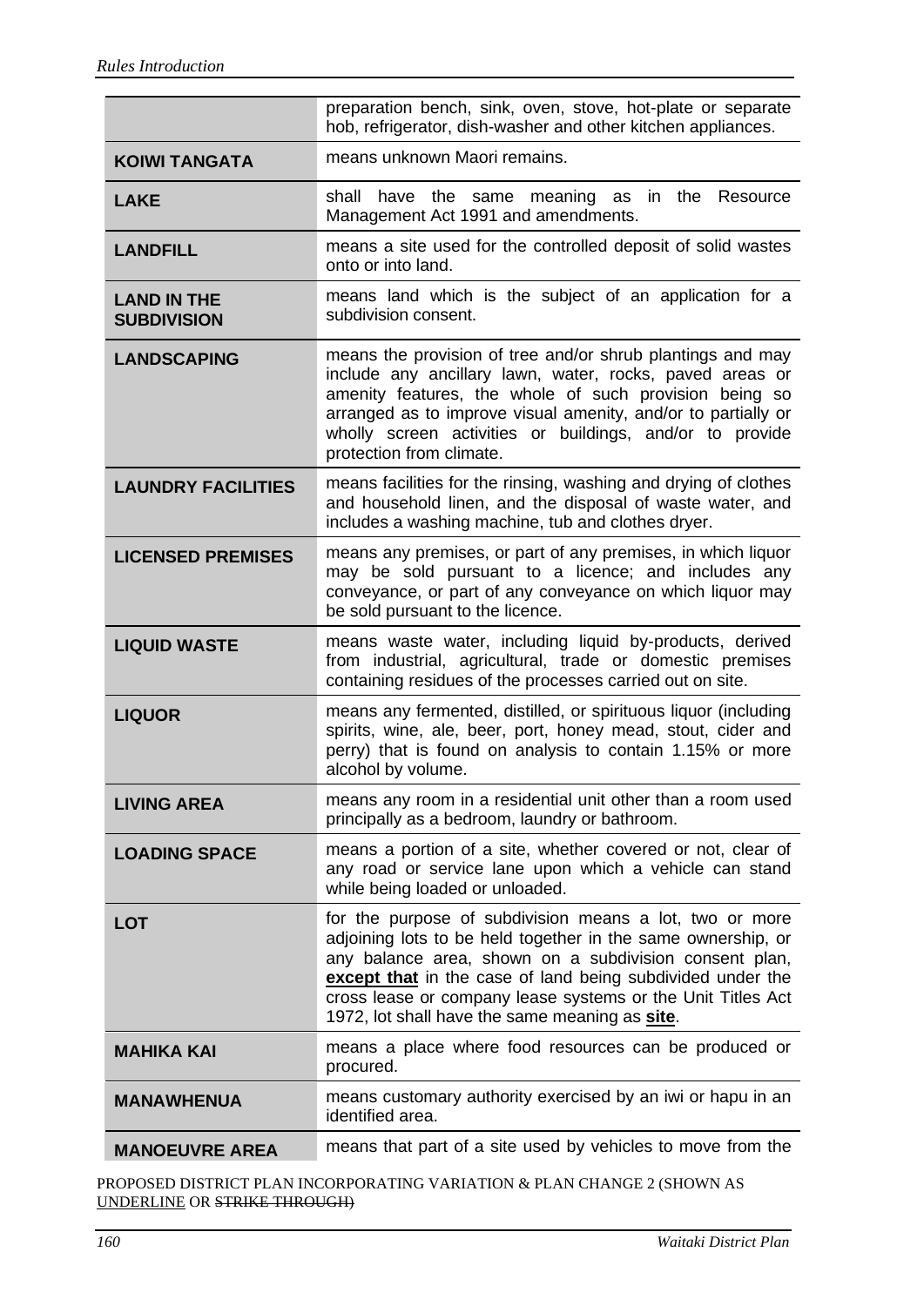| | |
|---|---|
| | preparation bench, sink, oven, stove, hot-plate or separate hob, refrigerator, dish-washer and other kitchen appliances. |
| **KOIWI TANGATA** | means unknown Maori remains. |
| **LAKE** | shall have the same meaning as in the Resource Management Act 1991 and amendments. |
| **LANDFILL** | means a site used for the controlled deposit of solid wastes onto or into land. |
| **LAND IN THE SUBDIVISION** | means land which is the subject of an application for a subdivision consent. |
| **LANDSCAPING** | means the provision of tree and/or shrub plantings and may include any ancillary lawn, water, rocks, paved areas or amenity features, the whole of such provision being so arranged as to improve visual amenity, and/or to partially or wholly screen activities or buildings, and/or to provide protection from climate. |
| **LAUNDRY FACILITIES** | means facilities for the rinsing, washing and drying of clothes and household linen, and the disposal of waste water, and includes a washing machine, tub and clothes dryer. |
| **LICENSED PREMISES** | means any premises, or part of any premises, in which liquor may be sold pursuant to a licence; and includes any conveyance, or part of any conveyance on which liquor may be sold pursuant to the licence. |
| **LIQUID WASTE** | means waste water, including liquid by-products, derived from industrial, agricultural, trade or domestic premises containing residues of the processes carried out on site. |
| **LIQUOR** | means any fermented, distilled, or spirituous liquor (including spirits, wine, ale, beer, port, honey mead, stout, cider and perry) that is found on analysis to contain 1.15% or more alcohol by volume. |
| **LIVING AREA** | means any room in a residential unit other than a room used principally as a bedroom, laundry or bathroom. |
| **LOADING SPACE** | means a portion of a site, whether covered or not, clear of any road or service lane upon which a vehicle can stand while being loaded or unloaded. |
| **LOT** | for the purpose of subdivision means a lot, two or more adjoining lots to be held together in the same ownership, or any balance area, shown on a subdivision consent plan, **except that** in the case of land being subdivided under the cross lease or company lease systems or the Unit Titles Act 1972, lot shall have the same meaning as **site**. |
| **MAHIKA KAI** | means a place where food resources can be produced or procured. |
| **MANAWHENUA** | means customary authority exercised by an iwi or hapu in an identified area. |
| **MANOEUVRE AREA** | means that part of a site used by vehicles to move from the |

PROPOSED DISTRICT PLAN INCORPORATING VARIATION & PLAN CHANGE 2 (SHOWN AS UNDERLINE OR ~~STRIKE THROUGH~~)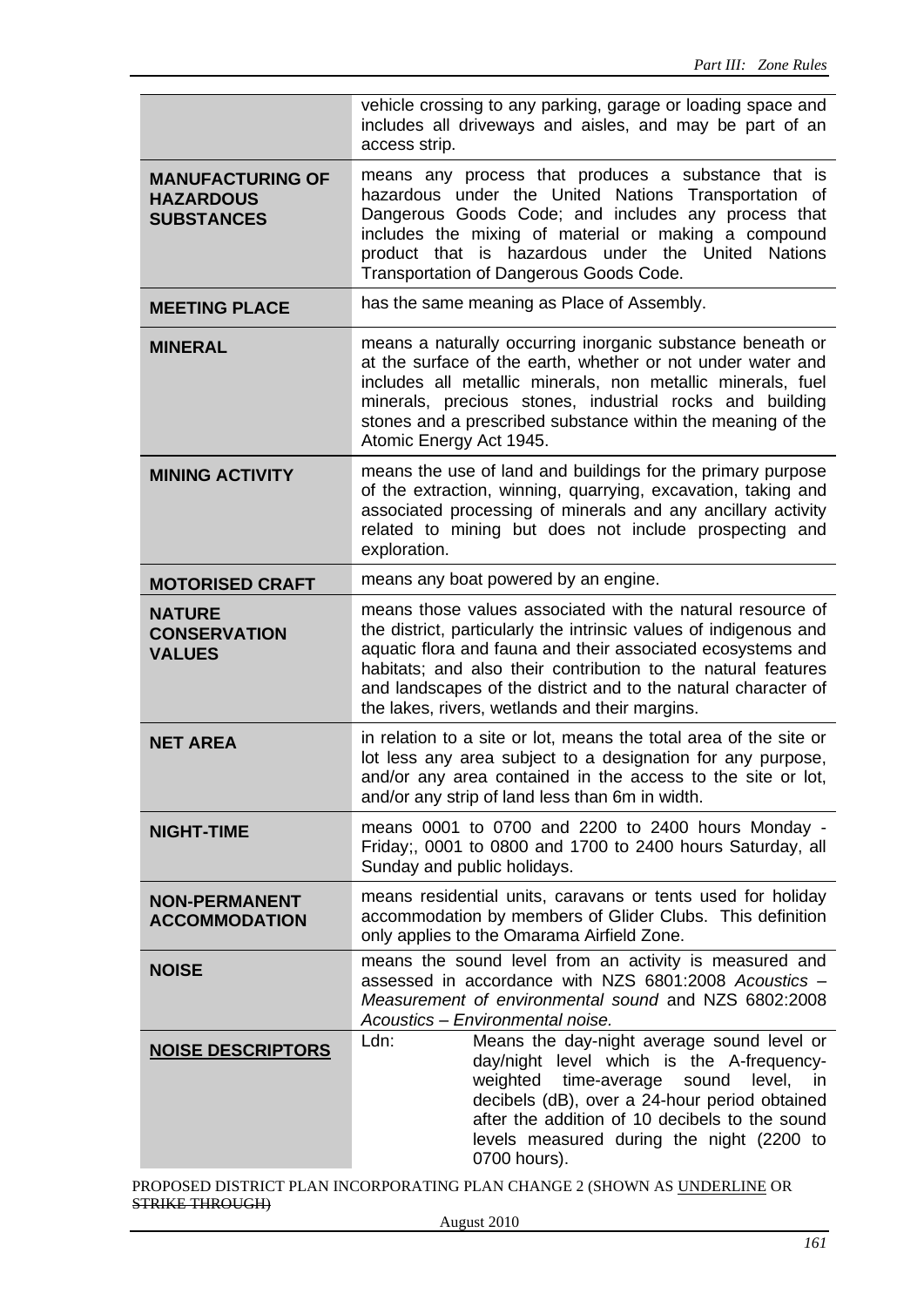| | |
|---|---|
| | vehicle crossing to any parking, garage or loading space and includes all driveways and aisles, and may be part of an access strip. |
| **MANUFACTURING OF HAZARDOUS SUBSTANCES** | means any process that produces a substance that is hazardous under the United Nations Transportation of Dangerous Goods Code; and includes any process that includes the mixing of material or making a compound product that is hazardous under the United Nations Transportation of Dangerous Goods Code. |
| **MEETING PLACE** | has the same meaning as Place of Assembly. |
| **MINERAL** | means a naturally occurring inorganic substance beneath or at the surface of the earth, whether or not under water and includes all metallic minerals, non metallic minerals, fuel minerals, precious stones, industrial rocks and building stones and a prescribed substance within the meaning of the Atomic Energy Act 1945. |
| **MINING ACTIVITY** | means the use of land and buildings for the primary purpose of the extraction, winning, quarrying, excavation, taking and associated processing of minerals and any ancillary activity related to mining but does not include prospecting and exploration. |
| **MOTORISED CRAFT** | means any boat powered by an engine. |
| **NATURE CONSERVATION VALUES** | means those values associated with the natural resource of the district, particularly the intrinsic values of indigenous and aquatic flora and fauna and their associated ecosystems and habitats; and also their contribution to the natural features and landscapes of the district and to the natural character of the lakes, rivers, wetlands and their margins. |
| **NET AREA** | in relation to a site or lot, means the total area of the site or lot less any area subject to a designation for any purpose, and/or any area contained in the access to the site or lot, and/or any strip of land less than 6m in width. |
| **NIGHT-TIME** | means 0001 to 0700 and 2200 to 2400 hours Monday - Friday;, 0001 to 0800 and 1700 to 2400 hours Saturday, all Sunday and public holidays. |
| **NON-PERMANENT ACCOMMODATION** | means residential units, caravans or tents used for holiday accommodation by members of Glider Clubs. This definition only applies to the Omarama Airfield Zone. |
| **NOISE** | means the sound level from an activity is measured and assessed in accordance with NZS 6801:2008 *Acoustics – Measurement of environmental sound* and NZS 6802:2008 *Acoustics – Environmental noise.* |
| <u>**NOISE DESCRIPTORS**</u> | Ldn: Means the day-night average sound level or day/night level which is the A-frequency-weighted time-average sound level, in decibels (dB), over a 24-hour period obtained after the addition of 10 decibels to the sound levels measured during the night (2200 to 0700 hours). |

PROPOSED DISTRICT PLAN INCORPORATING PLAN CHANGE 2 (SHOWN AS <u>UNDERLINE</u> OR ~~STRIKE THROUGH~~)

August 2010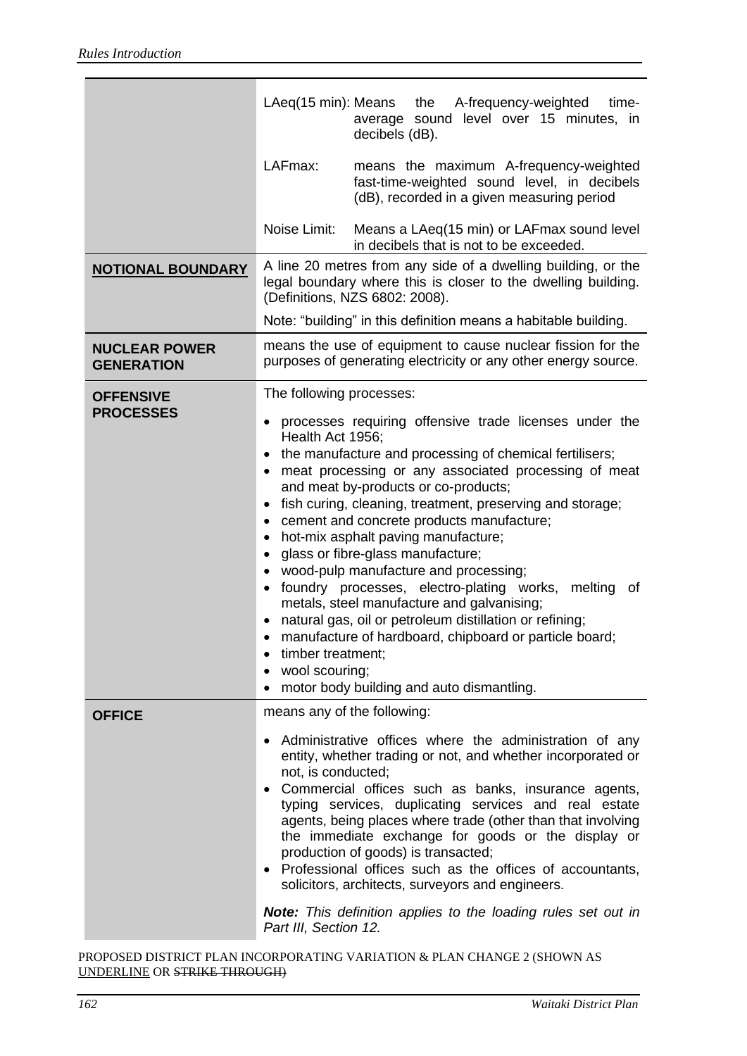| | |
|---|---|
| | LAeq(15 min): Means the A-frequency-weighted time-average sound level over 15 minutes, in decibels (dB).<br><br>LAFmax: means the maximum A-frequency-weighted fast-time-weighted sound level, in decibels (dB), recorded in a given measuring period<br><br>Noise Limit: Means a LAeq(15 min) or LAFmax sound level in decibels that is not to be exceeded. |
| **NOTIONAL BOUNDARY** | A line 20 metres from any side of a dwelling building, or the legal boundary where this is closer to the dwelling building. (Definitions, NZS 6802: 2008).<br><br>Note: "building" in this definition means a habitable building. |
| **NUCLEAR POWER GENERATION** | means the use of equipment to cause nuclear fission for the purposes of generating electricity or any other energy source. |
| **OFFENSIVE PROCESSES** | The following processes:<br><br>• processes requiring offensive trade licenses under the Health Act 1956;<br>• the manufacture and processing of chemical fertilisers;<br>• meat processing or any associated processing of meat and meat by-products or co-products;<br>• fish curing, cleaning, treatment, preserving and storage;<br>• cement and concrete products manufacture;<br>• hot-mix asphalt paving manufacture;<br>• glass or fibre-glass manufacture;<br>• wood-pulp manufacture and processing;<br>• foundry processes, electro-plating works, melting of metals, steel manufacture and galvanising;<br>• natural gas, oil or petroleum distillation or refining;<br>• manufacture of hardboard, chipboard or particle board;<br>• timber treatment;<br>• wool scouring;<br>• motor body building and auto dismantling. |
| **OFFICE** | means any of the following:<br><br>• Administrative offices where the administration of any entity, whether trading or not, and whether incorporated or not, is conducted;<br>• Commercial offices such as banks, insurance agents, typing services, duplicating services and real estate agents, being places where trade (other than that involving the immediate exchange for goods or the display or production of goods) is transacted;<br>• Professional offices such as the offices of accountants, solicitors, architects, surveyors and engineers.<br><br>***Note:*** *This definition applies to the loading rules set out in Part III, Section 12.* |

PROPOSED DISTRICT PLAN INCORPORATING VARIATION & PLAN CHANGE 2 (SHOWN AS <u>UNDERLINE</u> OR ~~STRIKE THROUGH)~~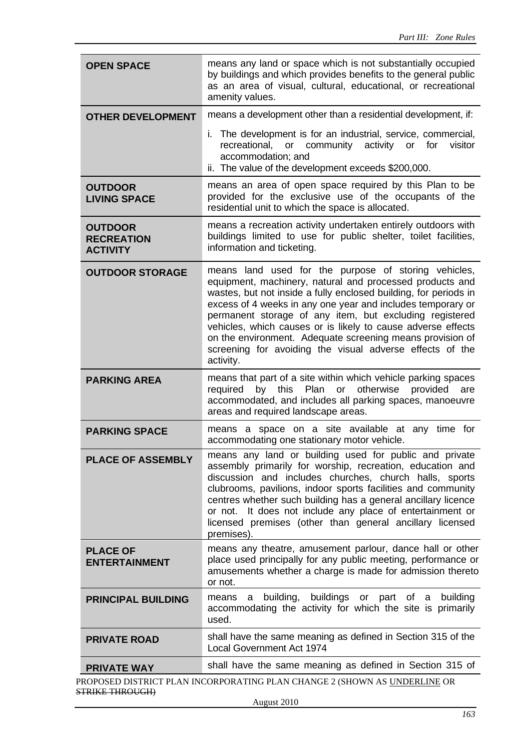| | |
|---|---|
| **OPEN SPACE** | means any land or space which is not substantially occupied by buildings and which provides benefits to the general public as an area of visual, cultural, educational, or recreational amenity values. |
| **OTHER DEVELOPMENT** | means a development other than a residential development, if:<br>i. The development is for an industrial, service, commercial, recreational, or community activity or for visitor accommodation; and<br>ii. The value of the development exceeds $200,000. |
| **OUTDOOR LIVING SPACE** | means an area of open space required by this Plan to be provided for the exclusive use of the occupants of the residential unit to which the space is allocated. |
| **OUTDOOR RECREATION ACTIVITY** | means a recreation activity undertaken entirely outdoors with buildings limited to use for public shelter, toilet facilities, information and ticketing. |
| **OUTDOOR STORAGE** | means land used for the purpose of storing vehicles, equipment, machinery, natural and processed products and wastes, but not inside a fully enclosed building, for periods in excess of 4 weeks in any one year and includes temporary or permanent storage of any item, but excluding registered vehicles, which causes or is likely to cause adverse effects on the environment. Adequate screening means provision of screening for avoiding the visual adverse effects of the activity. |
| **PARKING AREA** | means that part of a site within which vehicle parking spaces required by this Plan or otherwise provided are accommodated, and includes all parking spaces, manoeuvre areas and required landscape areas. |
| **PARKING SPACE** | means a space on a site available at any time for accommodating one stationary motor vehicle. |
| **PLACE OF ASSEMBLY** | means any land or building used for public and private assembly primarily for worship, recreation, education and discussion and includes churches, church halls, sports clubrooms, pavilions, indoor sports facilities and community centres whether such building has a general ancillary licence or not. It does not include any place of entertainment or licensed premises (other than general ancillary licensed premises). |
| **PLACE OF ENTERTAINMENT** | means any theatre, amusement parlour, dance hall or other place used principally for any public meeting, performance or amusements whether a charge is made for admission thereto or not. |
| **PRINCIPAL BUILDING** | means a building, buildings or part of a building accommodating the activity for which the site is primarily used. |
| **PRIVATE ROAD** | shall have the same meaning as defined in Section 315 of the Local Government Act 1974 |
| **PRIVATE WAY** | shall have the same meaning as defined in Section 315 of |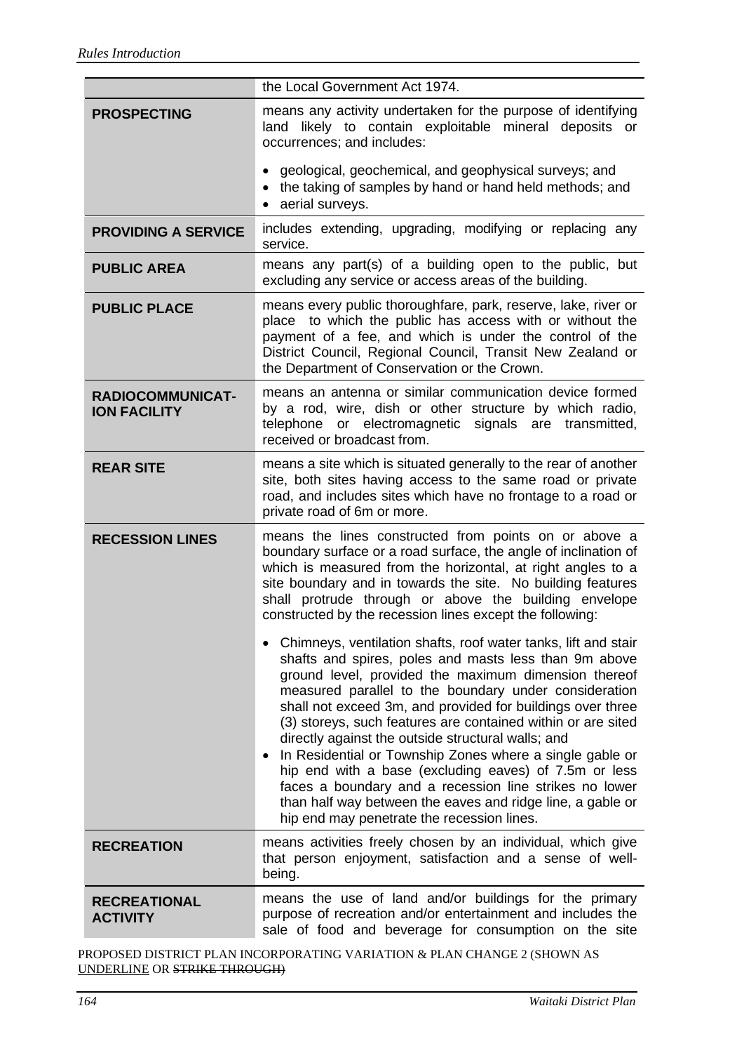| | |
|---|---|
| | the Local Government Act 1974. |
| **PROSPECTING** | means any activity undertaken for the purpose of identifying land likely to contain exploitable mineral deposits or occurrences; and includes: <br>• geological, geochemical, and geophysical surveys; and <br>• the taking of samples by hand or hand held methods; and <br>• aerial surveys. |
| **PROVIDING A SERVICE** | includes extending, upgrading, modifying or replacing any service. |
| **PUBLIC AREA** | means any part(s) of a building open to the public, but excluding any service or access areas of the building. |
| **PUBLIC PLACE** | means every public thoroughfare, park, reserve, lake, river or place to which the public has access with or without the payment of a fee, and which is under the control of the District Council, Regional Council, Transit New Zealand or the Department of Conservation or the Crown. |
| **RADIOCOMMUNICAT-ION FACILITY** | means an antenna or similar communication device formed by a rod, wire, dish or other structure by which radio, telephone or electromagnetic signals are transmitted, received or broadcast from. |
| **REAR SITE** | means a site which is situated generally to the rear of another site, both sites having access to the same road or private road, and includes sites which have no frontage to a road or private road of 6m or more. |
| **RECESSION LINES** | means the lines constructed from points on or above a boundary surface or a road surface, the angle of inclination of which is measured from the horizontal, at right angles to a site boundary and in towards the site. No building features shall protrude through or above the building envelope constructed by the recession lines except the following: <br>• Chimneys, ventilation shafts, roof water tanks, lift and stair shafts and spires, poles and masts less than 9m above ground level, provided the maximum dimension thereof measured parallel to the boundary under consideration shall not exceed 3m, and provided for buildings over three (3) storeys, such features are contained within or are sited directly against the outside structural walls; and <br>• In Residential or Township Zones where a single gable or hip end with a base (excluding eaves) of 7.5m or less faces a boundary and a recession line strikes no lower than half way between the eaves and ridge line, a gable or hip end may penetrate the recession lines. |
| **RECREATION** | means activities freely chosen by an individual, which give that person enjoyment, satisfaction and a sense of well-being. |
| **RECREATIONAL ACTIVITY** | means the use of land and/or buildings for the primary purpose of recreation and/or entertainment and includes the sale of food and beverage for consumption on the site |

PROPOSED DISTRICT PLAN INCORPORATING VARIATION & PLAN CHANGE 2 (SHOWN AS <u>UNDERLINE</u> OR ~~STRIKE THROUGH~~)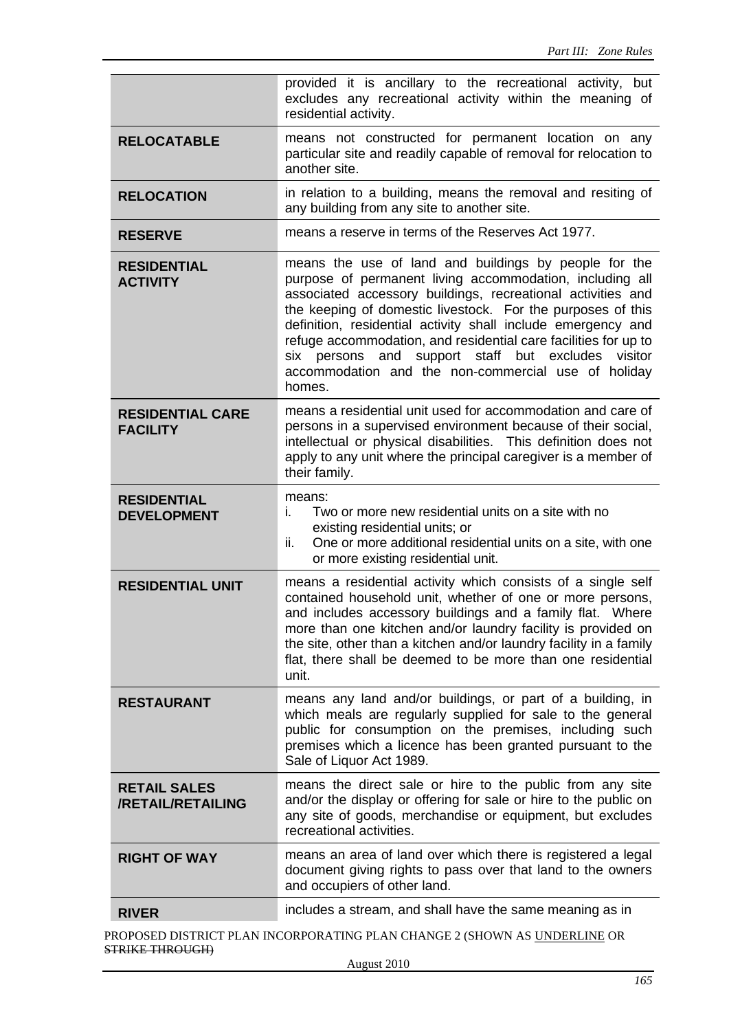| | |
|---|---|
| | provided it is ancillary to the recreational activity, but excludes any recreational activity within the meaning of residential activity. |
| **RELOCATABLE** | means not constructed for permanent location on any particular site and readily capable of removal for relocation to another site. |
| **RELOCATION** | in relation to a building, means the removal and resiting of any building from any site to another site. |
| **RESERVE** | means a reserve in terms of the Reserves Act 1977. |
| **RESIDENTIAL ACTIVITY** | means the use of land and buildings by people for the purpose of permanent living accommodation, including all associated accessory buildings, recreational activities and the keeping of domestic livestock. For the purposes of this definition, residential activity shall include emergency and refuge accommodation, and residential care facilities for up to six persons and support staff but excludes visitor accommodation and the non-commercial use of holiday homes. |
| **RESIDENTIAL CARE FACILITY** | means a residential unit used for accommodation and care of persons in a supervised environment because of their social, intellectual or physical disabilities. This definition does not apply to any unit where the principal caregiver is a member of their family. |
| **RESIDENTIAL DEVELOPMENT** | means:<br>i. Two or more new residential units on a site with no existing residential units; or<br>ii. One or more additional residential units on a site, with one or more existing residential unit. |
| **RESIDENTIAL UNIT** | means a residential activity which consists of a single self contained household unit, whether of one or more persons, and includes accessory buildings and a family flat. Where more than one kitchen and/or laundry facility is provided on the site, other than a kitchen and/or laundry facility in a family flat, there shall be deemed to be more than one residential unit. |
| **RESTAURANT** | means any land and/or buildings, or part of a building, in which meals are regularly supplied for sale to the general public for consumption on the premises, including such premises which a licence has been granted pursuant to the Sale of Liquor Act 1989. |
| **RETAIL SALES /RETAIL/RETAILING** | means the direct sale or hire to the public from any site and/or the display or offering for sale or hire to the public on any site of goods, merchandise or equipment, but excludes recreational activities. |
| **RIGHT OF WAY** | means an area of land over which there is registered a legal document giving rights to pass over that land to the owners and occupiers of other land. |
| **RIVER** | includes a stream, and shall have the same meaning as in |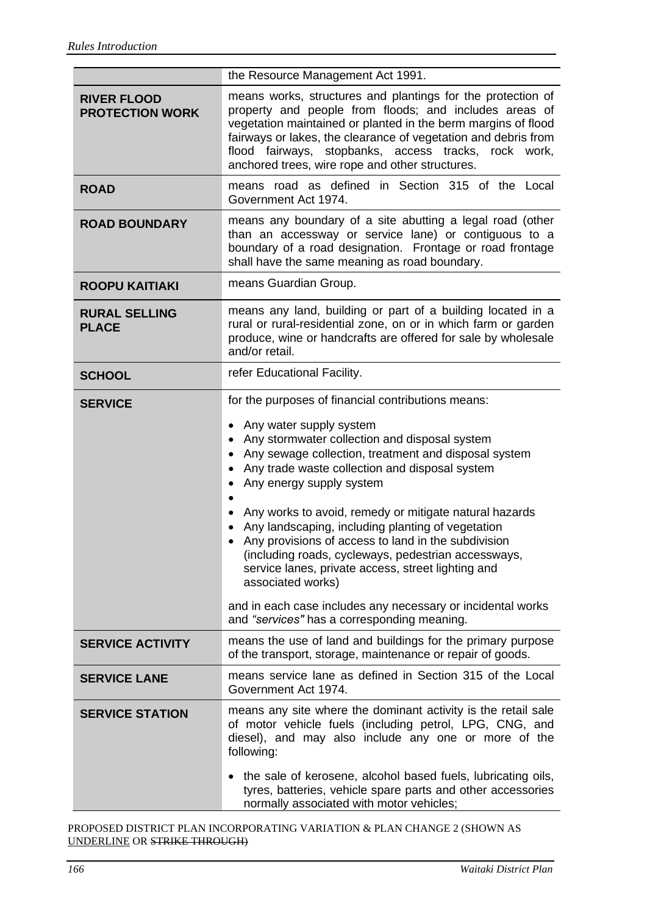| | |
|---|---|
| | the Resource Management Act 1991. |
| **RIVER FLOOD PROTECTION WORK** | means works, structures and plantings for the protection of property and people from floods; and includes areas of vegetation maintained or planted in the berm margins of flood fairways or lakes, the clearance of vegetation and debris from flood fairways, stopbanks, access tracks, rock work, anchored trees, wire rope and other structures. |
| **ROAD** | means road as defined in Section 315 of the Local Government Act 1974. |
| **ROAD BOUNDARY** | means any boundary of a site abutting a legal road (other than an accessway or service lane) or contiguous to a boundary of a road designation. Frontage or road frontage shall have the same meaning as road boundary. |
| **ROOPU KAITIAKI** | means Guardian Group. |
| **RURAL SELLING PLACE** | means any land, building or part of a building located in a rural or rural-residential zone, on or in which farm or garden produce, wine or handcrafts are offered for sale by wholesale and/or retail. |
| **SCHOOL** | refer Educational Facility. |
| **SERVICE** | for the purposes of financial contributions means:<br><br>• Any water supply system<br>• Any stormwater collection and disposal system<br>• Any sewage collection, treatment and disposal system<br>• Any trade waste collection and disposal system<br>• Any energy supply system<br>•<br>• Any works to avoid, remedy or mitigate natural hazards<br>• Any landscaping, including planting of vegetation<br>• Any provisions of access to land in the subdivision (including roads, cycleways, pedestrian accessways, service lanes, private access, street lighting and associated works)<br><br>and in each case includes any necessary or incidental works and *"services"* has a corresponding meaning. |
| **SERVICE ACTIVITY** | means the use of land and buildings for the primary purpose of the transport, storage, maintenance or repair of goods. |
| **SERVICE LANE** | means service lane as defined in Section 315 of the Local Government Act 1974. |
| **SERVICE STATION** | means any site where the dominant activity is the retail sale of motor vehicle fuels (including petrol, LPG, CNG, and diesel), and may also include any one or more of the following:<br><br>• the sale of kerosene, alcohol based fuels, lubricating oils, tyres, batteries, vehicle spare parts and other accessories normally associated with motor vehicles; |

PROPOSED DISTRICT PLAN INCORPORATING VARIATION & PLAN CHANGE 2 (SHOWN AS <u>UNDERLINE</u> OR ~~STRIKE THROUGH)~~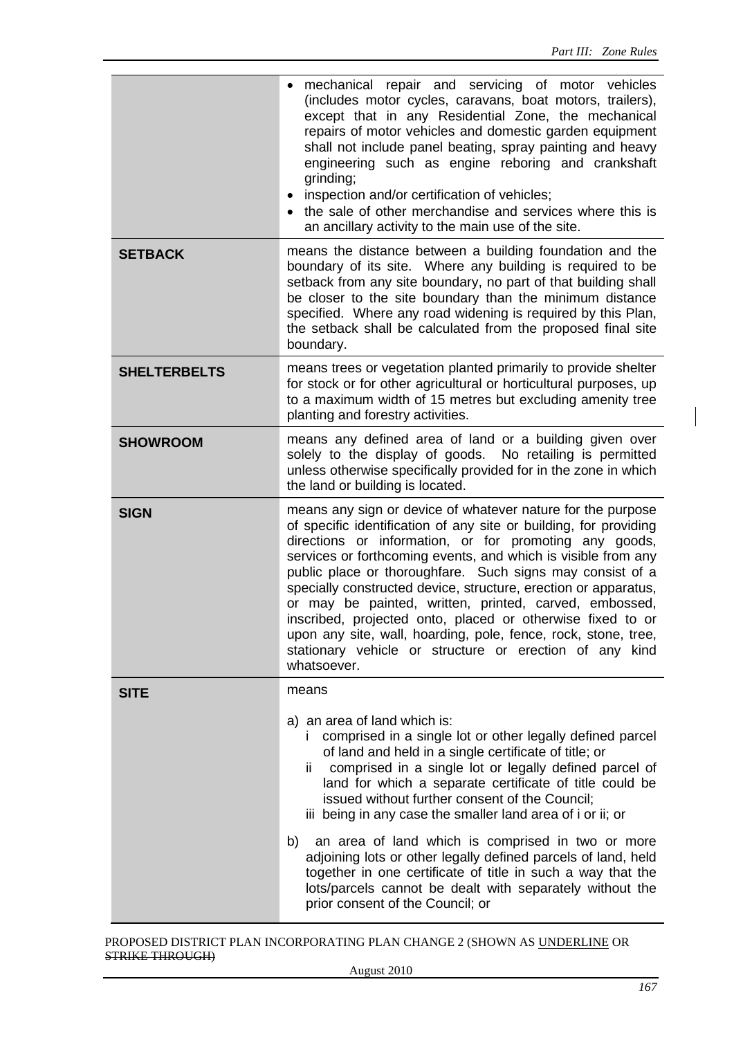| | |
|---|---|
| | • mechanical repair and servicing of motor vehicles (includes motor cycles, caravans, boat motors, trailers), except that in any Residential Zone, the mechanical repairs of motor vehicles and domestic garden equipment shall not include panel beating, spray painting and heavy engineering such as engine reboring and crankshaft grinding;<br>• inspection and/or certification of vehicles;<br>• the sale of other merchandise and services where this is an ancillary activity to the main use of the site. |
| **SETBACK** | means the distance between a building foundation and the boundary of its site. Where any building is required to be setback from any site boundary, no part of that building shall be closer to the site boundary than the minimum distance specified. Where any road widening is required by this Plan, the setback shall be calculated from the proposed final site boundary. |
| **SHELTERBELTS** | means trees or vegetation planted primarily to provide shelter for stock or for other agricultural or horticultural purposes, up to a maximum width of 15 metres but excluding amenity tree planting and forestry activities. |
| **SHOWROOM** | means any defined area of land or a building given over solely to the display of goods. No retailing is permitted unless otherwise specifically provided for in the zone in which the land or building is located. |
| **SIGN** | means any sign or device of whatever nature for the purpose of specific identification of any site or building, for providing directions or information, or for promoting any goods, services or forthcoming events, and which is visible from any public place or thoroughfare. Such signs may consist of a specially constructed device, structure, erection or apparatus, or may be painted, written, printed, carved, embossed, inscribed, projected onto, placed or otherwise fixed to or upon any site, wall, hoarding, pole, fence, rock, stone, tree, stationary vehicle or structure or erection of any kind whatsoever. |
| **SITE** | means<br><br>a) an area of land which is:<br>i comprised in a single lot or other legally defined parcel of land and held in a single certificate of title; or<br>ii comprised in a single lot or legally defined parcel of land for which a separate certificate of title could be issued without further consent of the Council;<br>iii being in any case the smaller land area of i or ii; or<br><br>b) an area of land which is comprised in two or more adjoining lots or other legally defined parcels of land, held together in one certificate of title in such a way that the lots/parcels cannot be dealt with separately without the prior consent of the Council; or |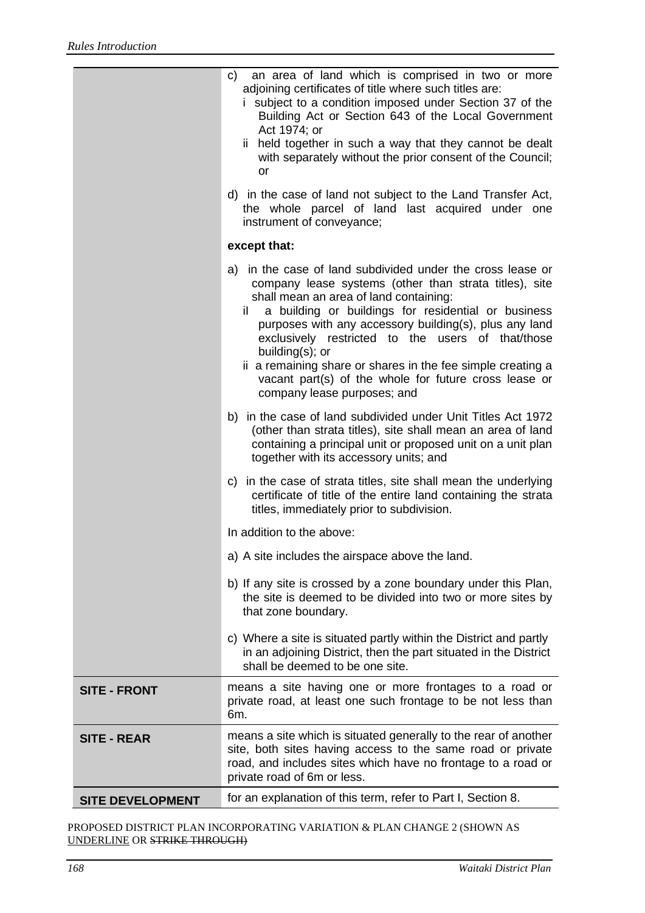| | |
|---|---|
| | c) an area of land which is comprised in two or more adjoining certificates of title where such titles are:<br>i subject to a condition imposed under Section 37 of the Building Act or Section 643 of the Local Government Act 1974; or<br>ii held together in such a way that they cannot be dealt with separately without the prior consent of the Council; or<br><br>d) in the case of land not subject to the Land Transfer Act, the whole parcel of land last acquired under one instrument of conveyance;<br><br>**except that:**<br><br>a) in the case of land subdivided under the cross lease or company lease systems (other than strata titles), site shall mean an area of land containing:<br>iI a building or buildings for residential or business purposes with any accessory building(s), plus any land exclusively restricted to the users of that/those building(s); or<br>ii a remaining share or shares in the fee simple creating a vacant part(s) of the whole for future cross lease or company lease purposes; and<br><br>b) in the case of land subdivided under Unit Titles Act 1972 (other than strata titles), site shall mean an area of land containing a principal unit or proposed unit on a unit plan together with its accessory units; and<br><br>c) in the case of strata titles, site shall mean the underlying certificate of title of the entire land containing the strata titles, immediately prior to subdivision.<br><br>In addition to the above:<br><br>a) A site includes the airspace above the land.<br><br>b) If any site is crossed by a zone boundary under this Plan, the site is deemed to be divided into two or more sites by that zone boundary.<br><br>c) Where a site is situated partly within the District and partly in an adjoining District, then the part situated in the District shall be deemed to be one site. |
| **SITE - FRONT** | means a site having one or more frontages to a road or private road, at least one such frontage to be not less than 6m. |
| **SITE - REAR** | means a site which is situated generally to the rear of another site, both sites having access to the same road or private road, and includes sites which have no frontage to a road or private road of 6m or less. |
| **SITE DEVELOPMENT** | for an explanation of this term, refer to Part I, Section 8. |

PROPOSED DISTRICT PLAN INCORPORATING VARIATION & PLAN CHANGE 2 (SHOWN AS UNDERLINE OR ~~STRIKE THROUGH)~~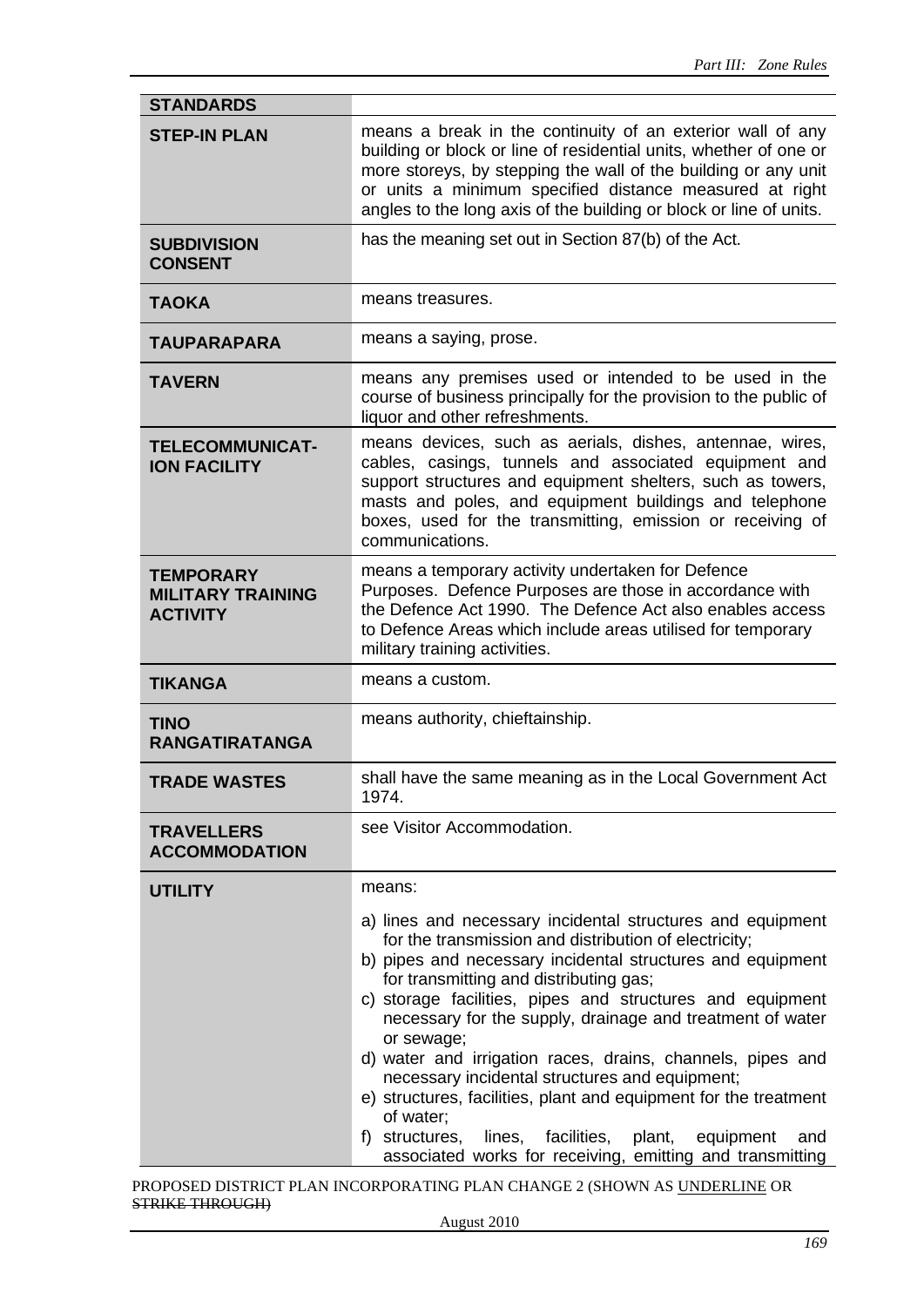| STANDARDS | |
|---|---|
| **STEP-IN PLAN** | means a break in the continuity of an exterior wall of any building or block or line of residential units, whether of one or more storeys, by stepping the wall of the building or any unit or units a minimum specified distance measured at right angles to the long axis of the building or block or line of units. |
| **SUBDIVISION CONSENT** | has the meaning set out in Section 87(b) of the Act. |
| **TAOKA** | means treasures. |
| **TAUPARAPARA** | means a saying, prose. |
| **TAVERN** | means any premises used or intended to be used in the course of business principally for the provision to the public of liquor and other refreshments. |
| **TELECOMMUNICAT-ION FACILITY** | means devices, such as aerials, dishes, antennae, wires, cables, casings, tunnels and associated equipment and support structures and equipment shelters, such as towers, masts and poles, and equipment buildings and telephone boxes, used for the transmitting, emission or receiving of communications. |
| **TEMPORARY MILITARY TRAINING ACTIVITY** | means a temporary activity undertaken for Defence Purposes. Defence Purposes are those in accordance with the Defence Act 1990. The Defence Act also enables access to Defence Areas which include areas utilised for temporary military training activities. |
| **TIKANGA** | means a custom. |
| **TINO RANGATIRATANGA** | means authority, chieftainship. |
| **TRADE WASTES** | shall have the same meaning as in the Local Government Act 1974. |
| **TRAVELLERS ACCOMMODATION** | see Visitor Accommodation. |
| **UTILITY** | means:<br>a) lines and necessary incidental structures and equipment for the transmission and distribution of electricity;<br>b) pipes and necessary incidental structures and equipment for transmitting and distributing gas;<br>c) storage facilities, pipes and structures and equipment necessary for the supply, drainage and treatment of water or sewage;<br>d) water and irrigation races, drains, channels, pipes and necessary incidental structures and equipment;<br>e) structures, facilities, plant and equipment for the treatment of water;<br>f) structures, lines, facilities, plant, equipment and associated works for receiving, emitting and transmitting |

PROPOSED DISTRICT PLAN INCORPORATING PLAN CHANGE 2 (SHOWN AS <u>UNDERLINE</u> OR ~~STRIKE THROUGH~~)

August 2010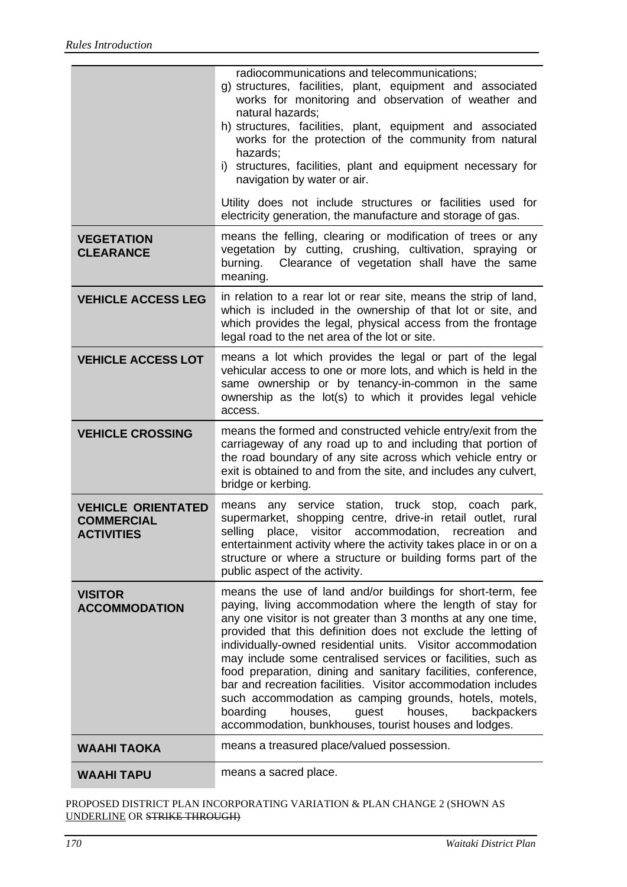| | |
|---|---|
| | radiocommunications and telecommunications;<br>g) structures, facilities, plant, equipment and associated works for monitoring and observation of weather and natural hazards;<br>h) structures, facilities, plant, equipment and associated works for the protection of the community from natural hazards;<br>i) structures, facilities, plant and equipment necessary for navigation by water or air.<br><br>Utility does not include structures or facilities used for electricity generation, the manufacture and storage of gas. |
| **VEGETATION CLEARANCE** | means the felling, clearing or modification of trees or any vegetation by cutting, crushing, cultivation, spraying or burning. Clearance of vegetation shall have the same meaning. |
| **VEHICLE ACCESS LEG** | in relation to a rear lot or rear site, means the strip of land, which is included in the ownership of that lot or site, and which provides the legal, physical access from the frontage legal road to the net area of the lot or site. |
| **VEHICLE ACCESS LOT** | means a lot which provides the legal or part of the legal vehicular access to one or more lots, and which is held in the same ownership or by tenancy-in-common in the same ownership as the lot(s) to which it provides legal vehicle access. |
| **VEHICLE CROSSING** | means the formed and constructed vehicle entry/exit from the carriageway of any road up to and including that portion of the road boundary of any site across which vehicle entry or exit is obtained to and from the site, and includes any culvert, bridge or kerbing. |
| **VEHICLE ORIENTATED COMMERCIAL ACTIVITIES** | means any service station, truck stop, coach park, supermarket, shopping centre, drive-in retail outlet, rural selling place, visitor accommodation, recreation and entertainment activity where the activity takes place in or on a structure or where a structure or building forms part of the public aspect of the activity. |
| **VISITOR ACCOMMODATION** | means the use of land and/or buildings for short-term, fee paying, living accommodation where the length of stay for any one visitor is not greater than 3 months at any one time, provided that this definition does not exclude the letting of individually-owned residential units. Visitor accommodation may include some centralised services or facilities, such as food preparation, dining and sanitary facilities, conference, bar and recreation facilities. Visitor accommodation includes such accommodation as camping grounds, hotels, motels, boarding houses, guest houses, backpackers accommodation, bunkhouses, tourist houses and lodges. |
| **WAAHI TAOKA** | means a treasured place/valued possession. |
| **WAAHI TAPU** | means a sacred place. |

PROPOSED DISTRICT PLAN INCORPORATING VARIATION & PLAN CHANGE 2 (SHOWN AS <u>UNDERLINE</u> OR ~~STRIKE THROUGH)~~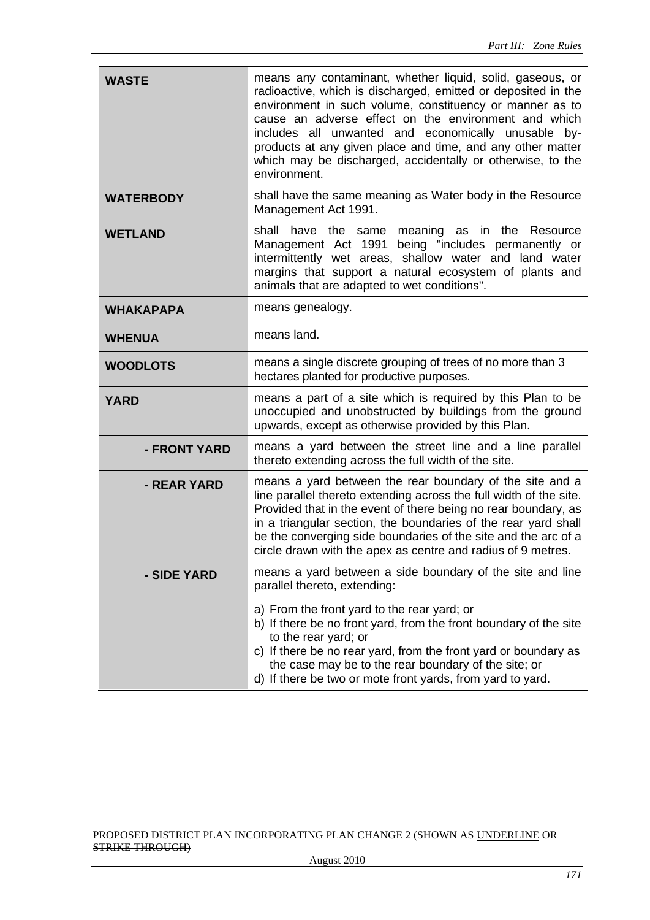| | |
|---|---|
| **WASTE** | means any contaminant, whether liquid, solid, gaseous, or radioactive, which is discharged, emitted or deposited in the environment in such volume, constituency or manner as to cause an adverse effect on the environment and which includes all unwanted and economically unusable by-products at any given place and time, and any other matter which may be discharged, accidentally or otherwise, to the environment. |
| **WATERBODY** | shall have the same meaning as Water body in the Resource Management Act 1991. |
| **WETLAND** | shall have the same meaning as in the Resource Management Act 1991 being "includes permanently or intermittently wet areas, shallow water and land water margins that support a natural ecosystem of plants and animals that are adapted to wet conditions". |
| **WHAKAPAPA** | means genealogy. |
| **WHENUA** | means land. |
| **WOODLOTS** | means a single discrete grouping of trees of no more than 3 hectares planted for productive purposes. |
| **YARD** | means a part of a site which is required by this Plan to be unoccupied and unobstructed by buildings from the ground upwards, except as otherwise provided by this Plan. |
| **- FRONT YARD** | means a yard between the street line and a line parallel thereto extending across the full width of the site. |
| **- REAR YARD** | means a yard between the rear boundary of the site and a line parallel thereto extending across the full width of the site. Provided that in the event of there being no rear boundary, as in a triangular section, the boundaries of the rear yard shall be the converging side boundaries of the site and the arc of a circle drawn with the apex as centre and radius of 9 metres. |
| **- SIDE YARD** | means a yard between a side boundary of the site and line parallel thereto, extending:<br><br>a) From the front yard to the rear yard; or<br>b) If there be no front yard, from the front boundary of the site to the rear yard; or<br>c) If there be no rear yard, from the front yard or boundary as the case may be to the rear boundary of the site; or<br>d) If there be two or mote front yards, from yard to yard. |

PROPOSED DISTRICT PLAN INCORPORATING PLAN CHANGE 2 (SHOWN AS UNDERLINE OR ~~STRIKE THROUGH~~)

August 2010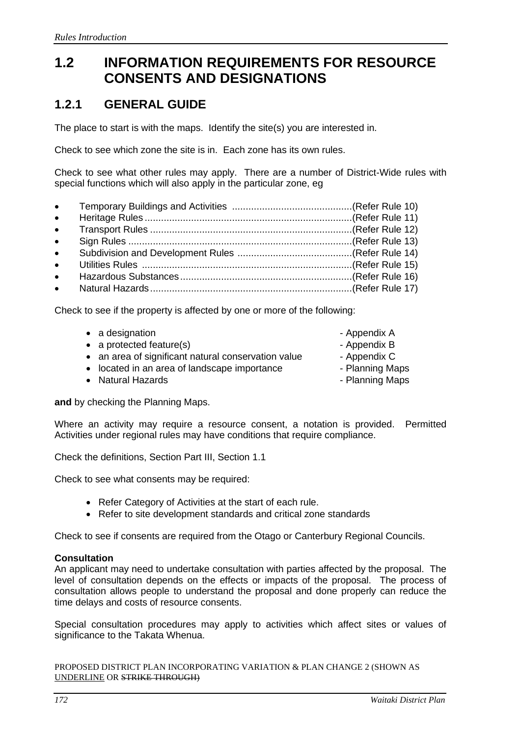## 1.2 INFORMATION REQUIREMENTS FOR RESOURCE CONSENTS AND DESIGNATIONS

### 1.2.1 GENERAL GUIDE

The place to start is with the maps. Identify the site(s) you are interested in.

Check to see which zone the site is in. Each zone has its own rules.

Check to see what other rules may apply. There are a number of District-Wide rules with special functions which will also apply in the particular zone, eg

- Temporary Buildings and Activities ............................................(Refer Rule 10)
- Heritage Rules............................................................................(Refer Rule 11)
- Transport Rules ..........................................................................(Refer Rule 12)
- Sign Rules ..................................................................................(Refer Rule 13)
- Subdivision and Development Rules ..........................................(Refer Rule 14)
- Utilities Rules .............................................................................(Refer Rule 15)
- Hazardous Substances................................................................(Refer Rule 16)
- Natural Hazards..........................................................................(Refer Rule 17)

Check to see if the property is affected by one or more of the following:

- a designation - Appendix A
- a protected feature(s) - Appendix B
- an area of significant natural conservation value - Appendix C
- located in an area of landscape importance - Planning Maps
- Natural Hazards - Planning Maps

**and** by checking the Planning Maps.

Where an activity may require a resource consent, a notation is provided. Permitted Activities under regional rules may have conditions that require compliance.

Check the definitions, Section Part III, Section 1.1

Check to see what consents may be required:

- Refer Category of Activities at the start of each rule.
- Refer to site development standards and critical zone standards

Check to see if consents are required from the Otago or Canterbury Regional Councils.

**Consultation**
An applicant may need to undertake consultation with parties affected by the proposal. The level of consultation depends on the effects or impacts of the proposal. The process of consultation allows people to understand the proposal and done properly can reduce the time delays and costs of resource consents.

Special consultation procedures may apply to activities which affect sites or values of significance to the Takata Whenua.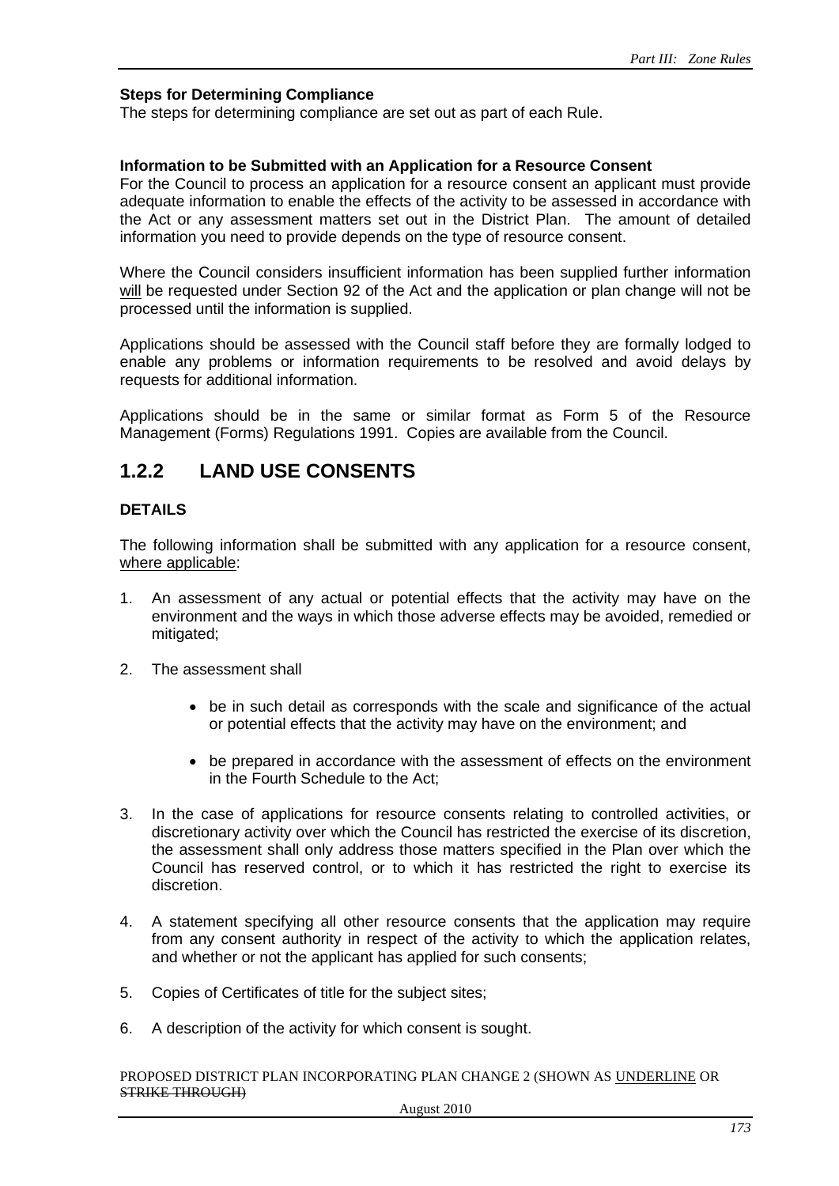**Steps for Determining Compliance**
The steps for determining compliance are set out as part of each Rule.

**Information to be Submitted with an Application for a Resource Consent**
For the Council to process an application for a resource consent an applicant must provide adequate information to enable the effects of the activity to be assessed in accordance with the Act or any assessment matters set out in the District Plan. The amount of detailed information you need to provide depends on the type of resource consent.

Where the Council considers insufficient information has been supplied further information will be requested under Section 92 of the Act and the application or plan change will not be processed until the information is supplied.

Applications should be assessed with the Council staff before they are formally lodged to enable any problems or information requirements to be resolved and avoid delays by requests for additional information.

Applications should be in the same or similar format as Form 5 of the Resource Management (Forms) Regulations 1991. Copies are available from the Council.

## 1.2.2 LAND USE CONSENTS

**DETAILS**

The following information shall be submitted with any application for a resource consent, where applicable:

1. An assessment of any actual or potential effects that the activity may have on the environment and the ways in which those adverse effects may be avoided, remedied or mitigated;

2. The assessment shall

   - be in such detail as corresponds with the scale and significance of the actual or potential effects that the activity may have on the environment; and

   - be prepared in accordance with the assessment of effects on the environment in the Fourth Schedule to the Act;

3. In the case of applications for resource consents relating to controlled activities, or discretionary activity over which the Council has restricted the exercise of its discretion, the assessment shall only address those matters specified in the Plan over which the Council has reserved control, or to which it has restricted the right to exercise its discretion.

4. A statement specifying all other resource consents that the application may require from any consent authority in respect of the activity to which the application relates, and whether or not the applicant has applied for such consents;

5. Copies of Certificates of title for the subject sites;

6. A description of the activity for which consent is sought.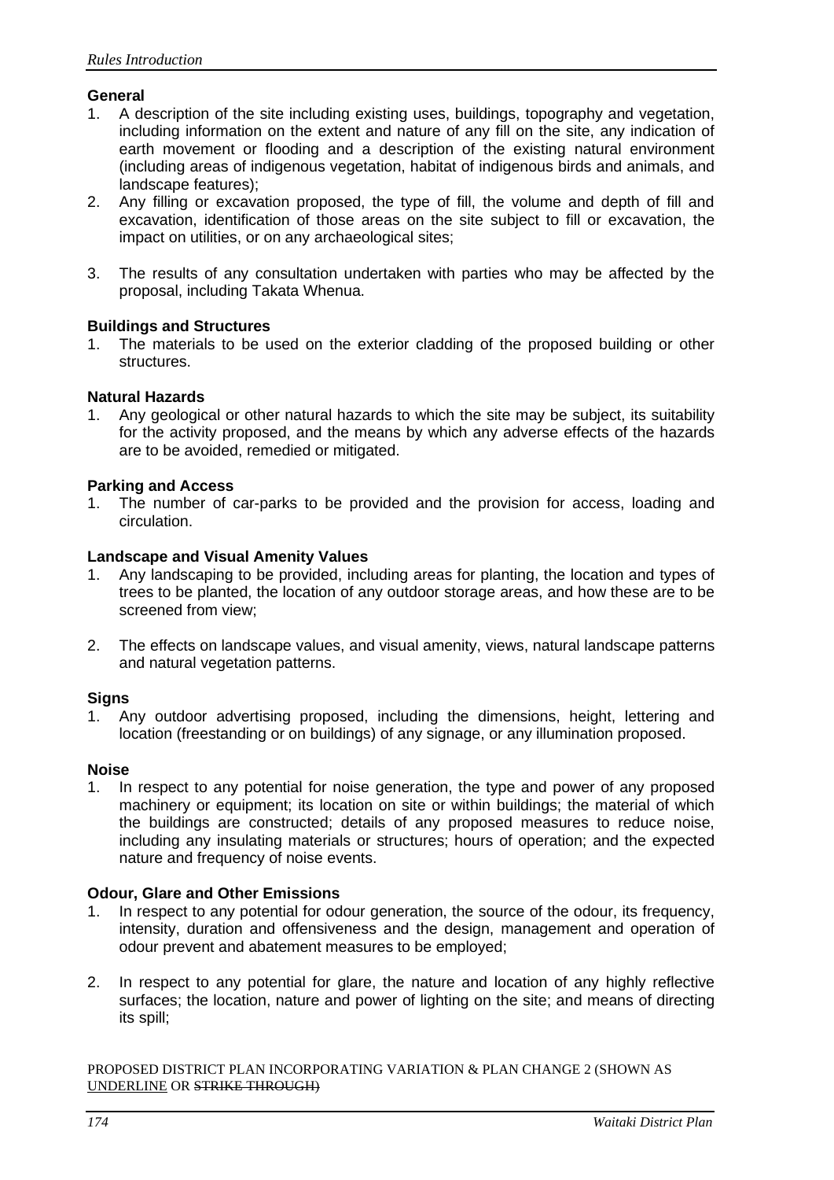**General**

1. A description of the site including existing uses, buildings, topography and vegetation, including information on the extent and nature of any fill on the site, any indication of earth movement or flooding and a description of the existing natural environment (including areas of indigenous vegetation, habitat of indigenous birds and animals, and landscape features);
2. Any filling or excavation proposed, the type of fill, the volume and depth of fill and excavation, identification of those areas on the site subject to fill or excavation, the impact on utilities, or on any archaeological sites;
3. The results of any consultation undertaken with parties who may be affected by the proposal, including Takata Whenua.

**Buildings and Structures**

1. The materials to be used on the exterior cladding of the proposed building or other structures.

**Natural Hazards**

1. Any geological or other natural hazards to which the site may be subject, its suitability for the activity proposed, and the means by which any adverse effects of the hazards are to be avoided, remedied or mitigated.

**Parking and Access**

1. The number of car-parks to be provided and the provision for access, loading and circulation.

**Landscape and Visual Amenity Values**

1. Any landscaping to be provided, including areas for planting, the location and types of trees to be planted, the location of any outdoor storage areas, and how these are to be screened from view;
2. The effects on landscape values, and visual amenity, views, natural landscape patterns and natural vegetation patterns.

**Signs**

1. Any outdoor advertising proposed, including the dimensions, height, lettering and location (freestanding or on buildings) of any signage, or any illumination proposed.

**Noise**

1. In respect to any potential for noise generation, the type and power of any proposed machinery or equipment; its location on site or within buildings; the material of which the buildings are constructed; details of any proposed measures to reduce noise, including any insulating materials or structures; hours of operation; and the expected nature and frequency of noise events.

**Odour, Glare and Other Emissions**

1. In respect to any potential for odour generation, the source of the odour, its frequency, intensity, duration and offensiveness and the design, management and operation of odour prevent and abatement measures to be employed;
2. In respect to any potential for glare, the nature and location of any highly reflective surfaces; the location, nature and power of lighting on the site; and means of directing its spill;

PROPOSED DISTRICT PLAN INCORPORATING VARIATION & PLAN CHANGE 2 (SHOWN AS <u>UNDERLINE</u> OR ~~STRIKE THROUGH)~~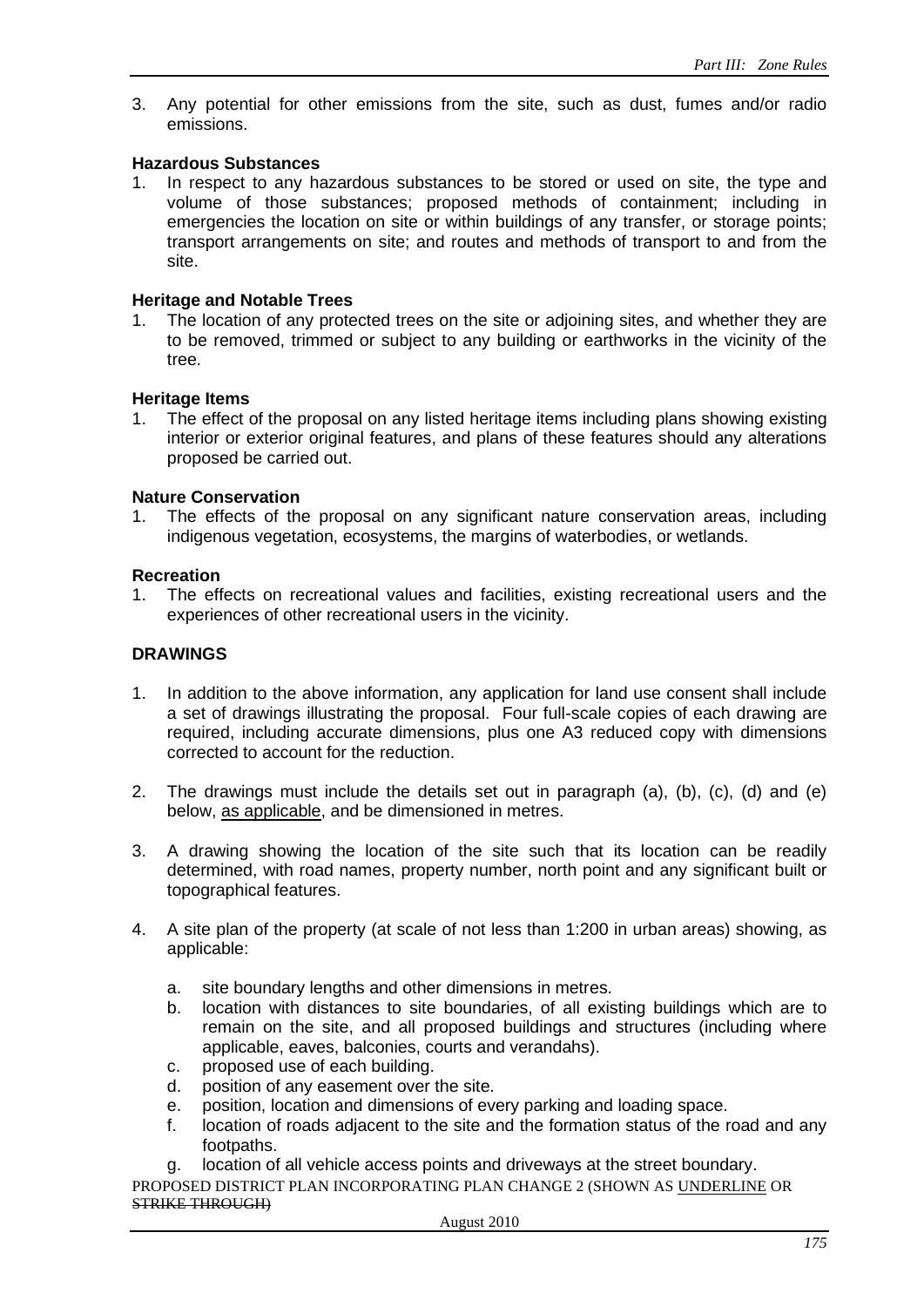3. Any potential for other emissions from the site, such as dust, fumes and/or radio emissions.

**Hazardous Substances**

1. In respect to any hazardous substances to be stored or used on site, the type and volume of those substances; proposed methods of containment; including in emergencies the location on site or within buildings of any transfer, or storage points; transport arrangements on site; and routes and methods of transport to and from the site.

**Heritage and Notable Trees**

1. The location of any protected trees on the site or adjoining sites, and whether they are to be removed, trimmed or subject to any building or earthworks in the vicinity of the tree.

**Heritage Items**

1. The effect of the proposal on any listed heritage items including plans showing existing interior or exterior original features, and plans of these features should any alterations proposed be carried out.

**Nature Conservation**

1. The effects of the proposal on any significant nature conservation areas, including indigenous vegetation, ecosystems, the margins of waterbodies, or wetlands.

**Recreation**

1. The effects on recreational values and facilities, existing recreational users and the experiences of other recreational users in the vicinity.

**DRAWINGS**

1. In addition to the above information, any application for land use consent shall include a set of drawings illustrating the proposal. Four full-scale copies of each drawing are required, including accurate dimensions, plus one A3 reduced copy with dimensions corrected to account for the reduction.

2. The drawings must include the details set out in paragraph (a), (b), (c), (d) and (e) below, <u>as applicable</u>, and be dimensioned in metres.

3. A drawing showing the location of the site such that its location can be readily determined, with road names, property number, north point and any significant built or topographical features.

4. A site plan of the property (at scale of not less than 1:200 in urban areas) showing, as applicable:

   a. site boundary lengths and other dimensions in metres.
   b. location with distances to site boundaries, of all existing buildings which are to remain on the site, and all proposed buildings and structures (including where applicable, eaves, balconies, courts and verandahs).
   c. proposed use of each building.
   d. position of any easement over the site.
   e. position, location and dimensions of every parking and loading space.
   f. location of roads adjacent to the site and the formation status of the road and any footpaths.
   g. location of all vehicle access points and driveways at the street boundary.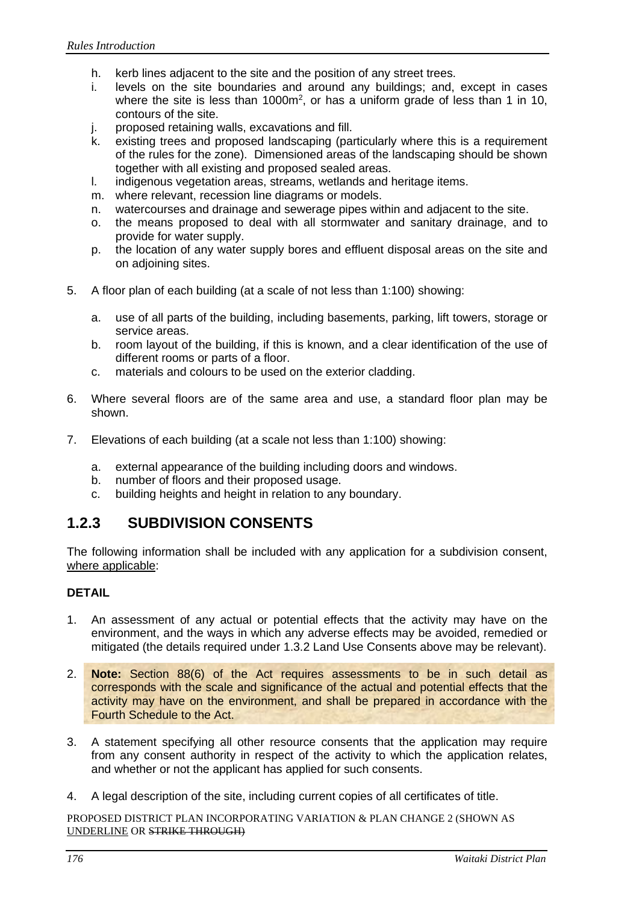h. kerb lines adjacent to the site and the position of any street trees.
i. levels on the site boundaries and around any buildings; and, except in cases where the site is less than 1000m$^2$, or has a uniform grade of less than 1 in 10, contours of the site.
j. proposed retaining walls, excavations and fill.
k. existing trees and proposed landscaping (particularly where this is a requirement of the rules for the zone). Dimensioned areas of the landscaping should be shown together with all existing and proposed sealed areas.
l. indigenous vegetation areas, streams, wetlands and heritage items.
m. where relevant, recession line diagrams or models.
n. watercourses and drainage and sewerage pipes within and adjacent to the site.
o. the means proposed to deal with all stormwater and sanitary drainage, and to provide for water supply.
p. the location of any water supply bores and effluent disposal areas on the site and on adjoining sites.

5. A floor plan of each building (at a scale of not less than 1:100) showing:

   a. use of all parts of the building, including basements, parking, lift towers, storage or service areas.
   b. room layout of the building, if this is known, and a clear identification of the use of different rooms or parts of a floor.
   c. materials and colours to be used on the exterior cladding.

6. Where several floors are of the same area and use, a standard floor plan may be shown.

7. Elevations of each building (at a scale not less than 1:100) showing:

   a. external appearance of the building including doors and windows.
   b. number of floors and their proposed usage.
   c. building heights and height in relation to any boundary.

## 1.2.3 SUBDIVISION CONSENTS

The following information shall be included with any application for a subdivision consent, <u>where applicable</u>:

**DETAIL**

1. An assessment of any actual or potential effects that the activity may have on the environment, and the ways in which any adverse effects may be avoided, remedied or mitigated (the details required under 1.3.2 Land Use Consents above may be relevant).

2. **Note:** Section 88(6) of the Act requires assessments to be in such detail as corresponds with the scale and significance of the actual and potential effects that the activity may have on the environment, and shall be prepared in accordance with the Fourth Schedule to the Act.

3. A statement specifying all other resource consents that the application may require from any consent authority in respect of the activity to which the application relates, and whether or not the applicant has applied for such consents.

4. A legal description of the site, including current copies of all certificates of title.

PROPOSED DISTRICT PLAN INCORPORATING VARIATION & PLAN CHANGE 2 (SHOWN AS <u>UNDERLINE</u> OR ~~STRIKE THROUGH~~)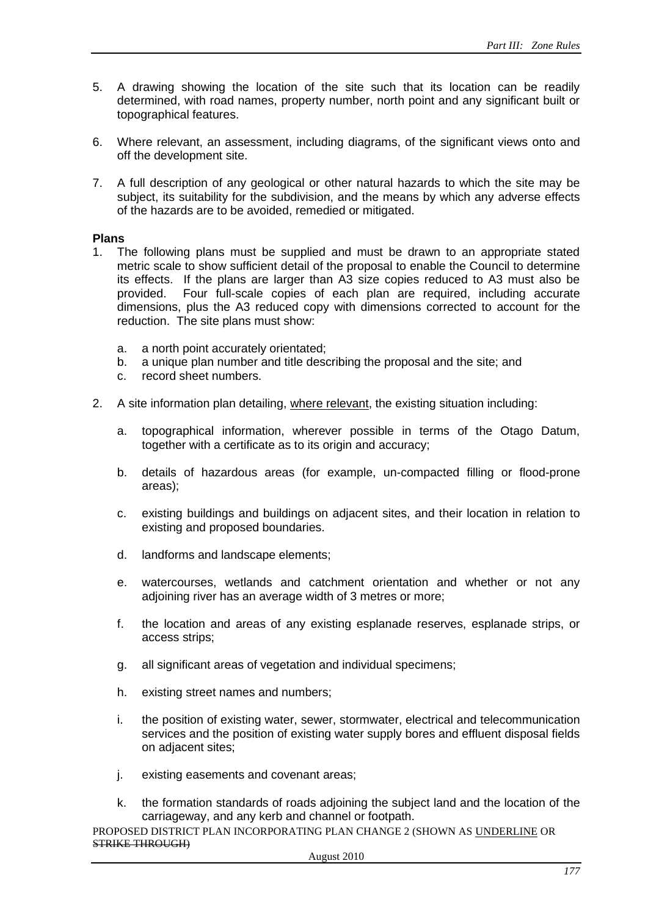5. A drawing showing the location of the site such that its location can be readily determined, with road names, property number, north point and any significant built or topographical features.

6. Where relevant, an assessment, including diagrams, of the significant views onto and off the development site.

7. A full description of any geological or other natural hazards to which the site may be subject, its suitability for the subdivision, and the means by which any adverse effects of the hazards are to be avoided, remedied or mitigated.

**Plans**

1. The following plans must be supplied and must be drawn to an appropriate stated metric scale to show sufficient detail of the proposal to enable the Council to determine its effects. If the plans are larger than A3 size copies reduced to A3 must also be provided. Four full-scale copies of each plan are required, including accurate dimensions, plus the A3 reduced copy with dimensions corrected to account for the reduction. The site plans must show:

   a. a north point accurately orientated;
   b. a unique plan number and title describing the proposal and the site; and
   c. record sheet numbers.

2. A site information plan detailing, <u>where relevant</u>, the existing situation including:

   a. topographical information, wherever possible in terms of the Otago Datum, together with a certificate as to its origin and accuracy;

   b. details of hazardous areas (for example, un-compacted filling or flood-prone areas);

   c. existing buildings and buildings on adjacent sites, and their location in relation to existing and proposed boundaries.

   d. landforms and landscape elements;

   e. watercourses, wetlands and catchment orientation and whether or not any adjoining river has an average width of 3 metres or more;

   f. the location and areas of any existing esplanade reserves, esplanade strips, or access strips;

   g. all significant areas of vegetation and individual specimens;

   h. existing street names and numbers;

   i. the position of existing water, sewer, stormwater, electrical and telecommunication services and the position of existing water supply bores and effluent disposal fields on adjacent sites;

   j. existing easements and covenant areas;

   k. the formation standards of roads adjoining the subject land and the location of the carriageway, and any kerb and channel or footpath.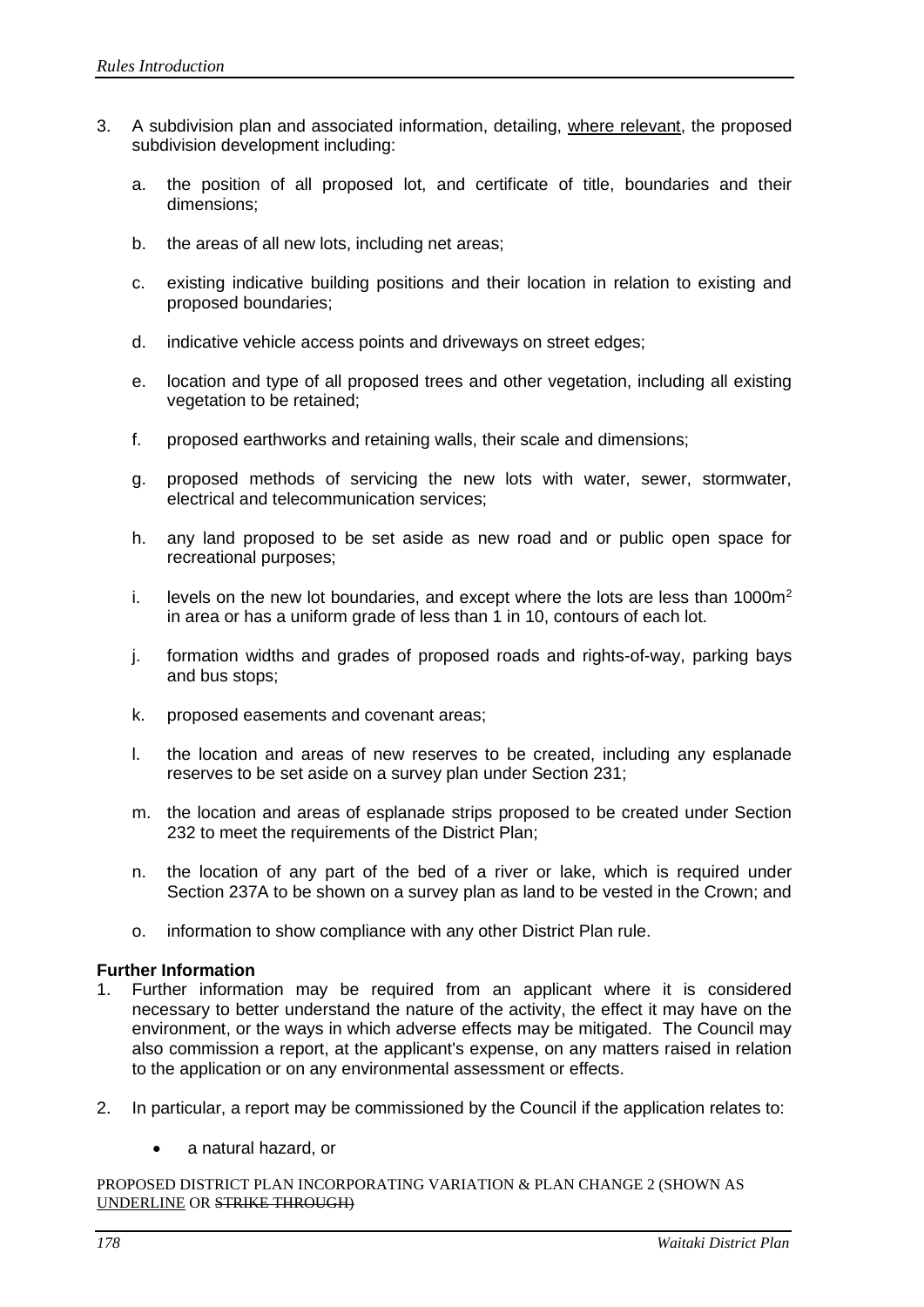3. A subdivision plan and associated information, detailing, <u>where relevant</u>, the proposed subdivision development including:

   a. the position of all proposed lot, and certificate of title, boundaries and their dimensions;

   b. the areas of all new lots, including net areas;

   c. existing indicative building positions and their location in relation to existing and proposed boundaries;

   d. indicative vehicle access points and driveways on street edges;

   e. location and type of all proposed trees and other vegetation, including all existing vegetation to be retained;

   f. proposed earthworks and retaining walls, their scale and dimensions;

   g. proposed methods of servicing the new lots with water, sewer, stormwater, electrical and telecommunication services;

   h. any land proposed to be set aside as new road and or public open space for recreational purposes;

   i. levels on the new lot boundaries, and except where the lots are less than 1000m$^2$ in area or has a uniform grade of less than 1 in 10, contours of each lot.

   j. formation widths and grades of proposed roads and rights-of-way, parking bays and bus stops;

   k. proposed easements and covenant areas;

   l. the location and areas of new reserves to be created, including any esplanade reserves to be set aside on a survey plan under Section 231;

   m. the location and areas of esplanade strips proposed to be created under Section 232 to meet the requirements of the District Plan;

   n. the location of any part of the bed of a river or lake, which is required under Section 237A to be shown on a survey plan as land to be vested in the Crown; and

   o. information to show compliance with any other District Plan rule.

**Further Information**

1. Further information may be required from an applicant where it is considered necessary to better understand the nature of the activity, the effect it may have on the environment, or the ways in which adverse effects may be mitigated. The Council may also commission a report, at the applicant's expense, on any matters raised in relation to the application or on any environmental assessment or effects.

2. In particular, a report may be commissioned by the Council if the application relates to:

   - a natural hazard, or

PROPOSED DISTRICT PLAN INCORPORATING VARIATION & PLAN CHANGE 2 (SHOWN AS <u>UNDERLINE</u> OR ~~STRIKE THROUGH)~~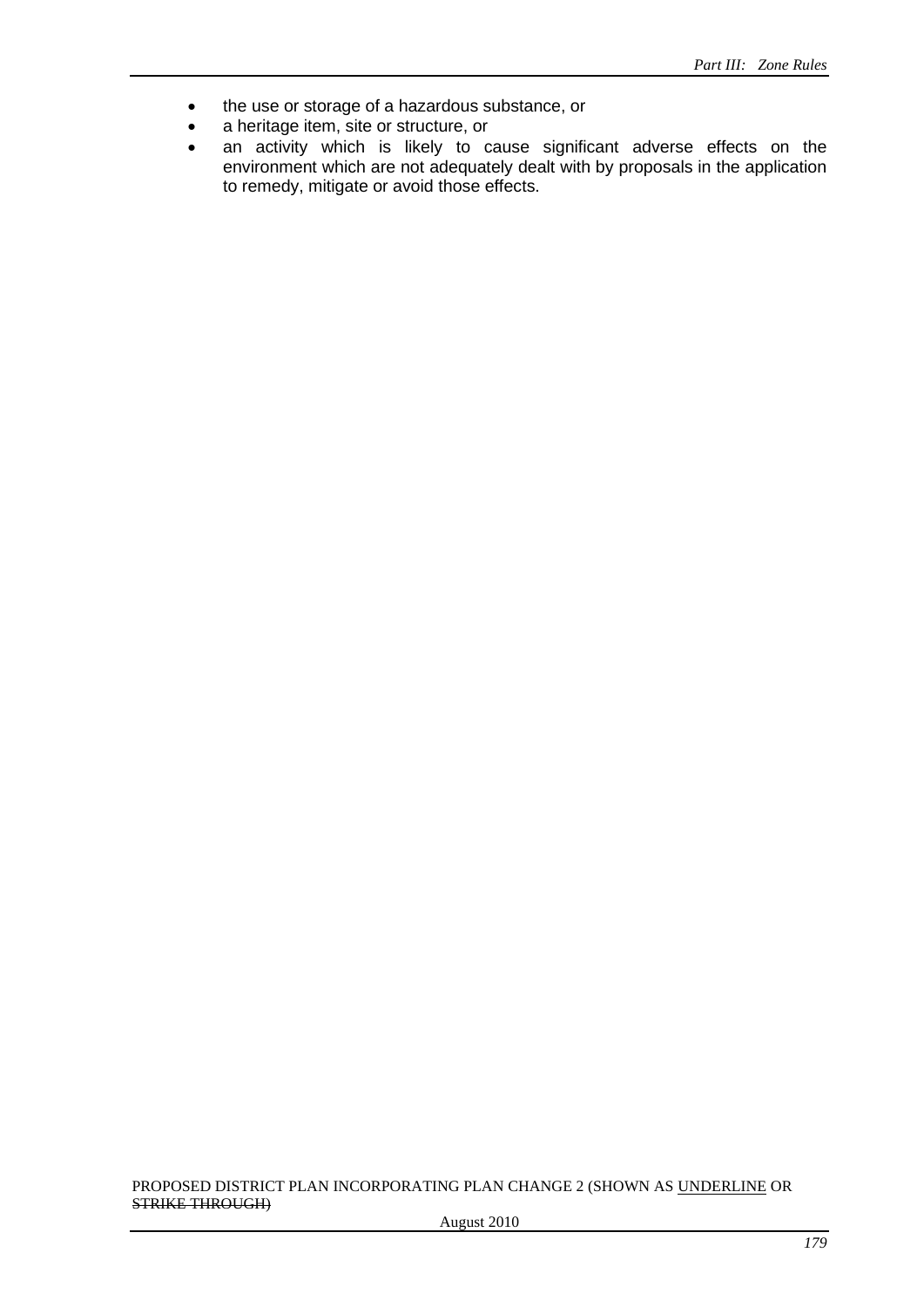- the use or storage of a hazardous substance, or
- a heritage item, site or structure, or
- an activity which is likely to cause significant adverse effects on the environment which are not adequately dealt with by proposals in the application to remedy, mitigate or avoid those effects.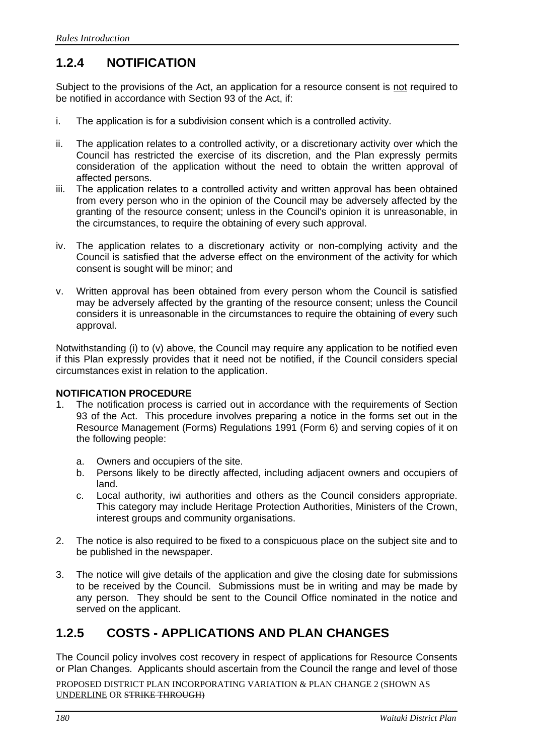## 1.2.4 NOTIFICATION

Subject to the provisions of the Act, an application for a resource consent is <u>not</u> required to be notified in accordance with Section 93 of the Act, if:

i. The application is for a subdivision consent which is a controlled activity.

ii. The application relates to a controlled activity, or a discretionary activity over which the Council has restricted the exercise of its discretion, and the Plan expressly permits consideration of the application without the need to obtain the written approval of affected persons.

iii. The application relates to a controlled activity and written approval has been obtained from every person who in the opinion of the Council may be adversely affected by the granting of the resource consent; unless in the Council's opinion it is unreasonable, in the circumstances, to require the obtaining of every such approval.

iv. The application relates to a discretionary activity or non-complying activity and the Council is satisfied that the adverse effect on the environment of the activity for which consent is sought will be minor; and

v. Written approval has been obtained from every person whom the Council is satisfied may be adversely affected by the granting of the resource consent; unless the Council considers it is unreasonable in the circumstances to require the obtaining of every such approval.

Notwithstanding (i) to (v) above, the Council may require any application to be notified even if this Plan expressly provides that it need not be notified, if the Council considers special circumstances exist in relation to the application.

**NOTIFICATION PROCEDURE**

1. The notification process is carried out in accordance with the requirements of Section 93 of the Act. This procedure involves preparing a notice in the forms set out in the Resource Management (Forms) Regulations 1991 (Form 6) and serving copies of it on the following people:

   a. Owners and occupiers of the site.
   b. Persons likely to be directly affected, including adjacent owners and occupiers of land.
   c. Local authority, iwi authorities and others as the Council considers appropriate. This category may include Heritage Protection Authorities, Ministers of the Crown, interest groups and community organisations.

2. The notice is also required to be fixed to a conspicuous place on the subject site and to be published in the newspaper.

3. The notice will give details of the application and give the closing date for submissions to be received by the Council. Submissions must be in writing and may be made by any person. They should be sent to the Council Office nominated in the notice and served on the applicant.

## 1.2.5 COSTS - APPLICATIONS AND PLAN CHANGES

The Council policy involves cost recovery in respect of applications for Resource Consents or Plan Changes. Applicants should ascertain from the Council the range and level of those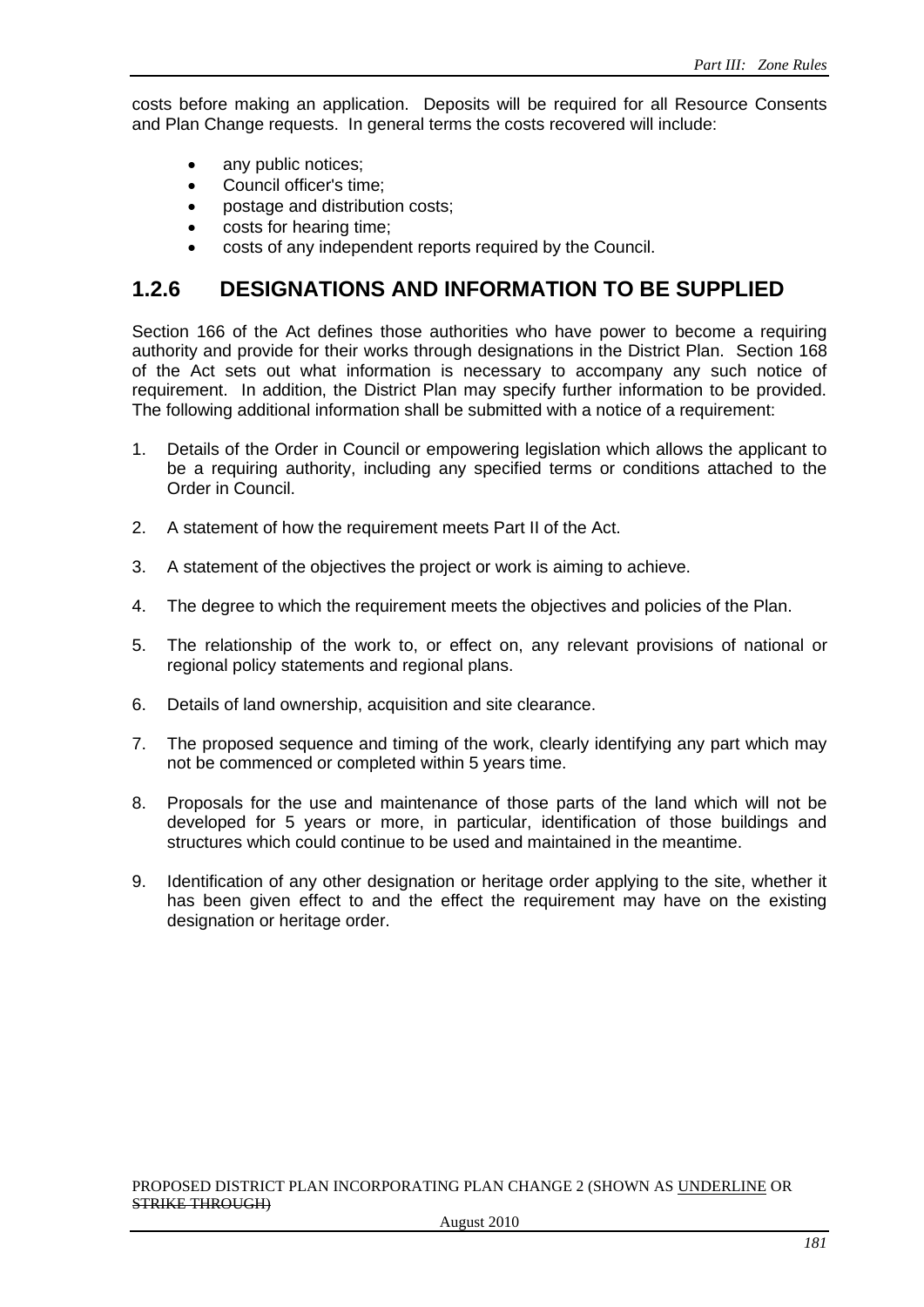costs before making an application. Deposits will be required for all Resource Consents and Plan Change requests. In general terms the costs recovered will include:

- any public notices;
- Council officer's time;
- postage and distribution costs;
- costs for hearing time;
- costs of any independent reports required by the Council.

## 1.2.6 DESIGNATIONS AND INFORMATION TO BE SUPPLIED

Section 166 of the Act defines those authorities who have power to become a requiring authority and provide for their works through designations in the District Plan. Section 168 of the Act sets out what information is necessary to accompany any such notice of requirement. In addition, the District Plan may specify further information to be provided. The following additional information shall be submitted with a notice of a requirement:

1. Details of the Order in Council or empowering legislation which allows the applicant to be a requiring authority, including any specified terms or conditions attached to the Order in Council.

2. A statement of how the requirement meets Part II of the Act.

3. A statement of the objectives the project or work is aiming to achieve.

4. The degree to which the requirement meets the objectives and policies of the Plan.

5. The relationship of the work to, or effect on, any relevant provisions of national or regional policy statements and regional plans.

6. Details of land ownership, acquisition and site clearance.

7. The proposed sequence and timing of the work, clearly identifying any part which may not be commenced or completed within 5 years time.

8. Proposals for the use and maintenance of those parts of the land which will not be developed for 5 years or more, in particular, identification of those buildings and structures which could continue to be used and maintained in the meantime.

9. Identification of any other designation or heritage order applying to the site, whether it has been given effect to and the effect the requirement may have on the existing designation or heritage order.